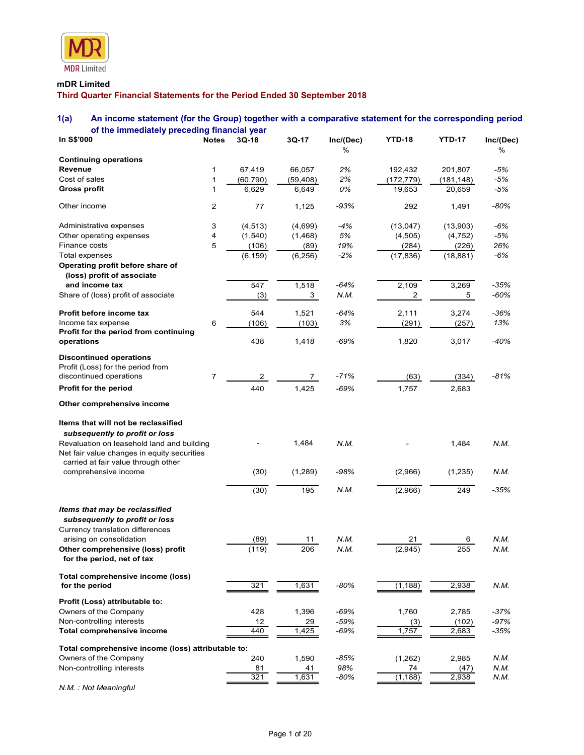MDR Limited

**mDR Limited**

**Third Quarter Financial Statements for the Period Ended 30 September 2018**

## 1(a) An income statement (for the Group) together with a comparative statement for the corresponding period of the immediately preceding financial year

| In S$'000 | Notes | 3Q-18 | 3Q-17 | Inc/(Dec) % | YTD-18 | YTD-17 | Inc/(Dec) % |
|---|---|---|---|---|---|---|---|
| **Continuing operations** | | | | | | | |
| **Revenue** | 1 | 67,419 | 66,057 | *2%* | 192,432 | 201,807 | *-5%* |
| Cost of sales | 1 | (60,790) | (59,408) | *2%* | (172,779) | (181,148) | *-5%* |
| **Gross profit** | 1 | 6,629 | 6,649 | *0%* | 19,653 | 20,659 | *-5%* |
| Other income | 2 | 77 | 1,125 | *-93%* | 292 | 1,491 | *-80%* |
| Administrative expenses | 3 | (4,513) | (4,699) | *-4%* | (13,047) | (13,903) | *-6%* |
| Other operating expenses | 4 | (1,540) | (1,468) | *5%* | (4,505) | (4,752) | *-5%* |
| Finance costs | 5 | (106) | (89) | *19%* | (284) | (226) | *26%* |
| Total expenses | | (6,159) | (6,256) | *-2%* | (17,836) | (18,881) | *-6%* |
| **Operating profit before share of (loss) profit of associate and income tax** | | 547 | 1,518 | *-64%* | 2,109 | 3,269 | *-35%* |
| Share of (loss) profit of associate | | (3) | 3 | *N.M.* | 2 | 5 | *-60%* |
| **Profit before income tax** | | 544 | 1,521 | *-64%* | 2,111 | 3,274 | *-36%* |
| Income tax expense | 6 | (106) | (103) | *3%* | (291) | (257) | *13%* |
| **Profit for the period from continuing operations** | | 438 | 1,418 | *-69%* | 1,820 | 3,017 | *-40%* |
| **Discontinued operations** | | | | | | | |
| Profit (Loss) for the period from discontinued operations | 7 | 2 | 7 | *-71%* | (63) | (334) | *-81%* |
| **Profit for the period** | | 440 | 1,425 | *-69%* | 1,757 | 2,683 | |
| **Other comprehensive income** | | | | | | | |
| **Items that will not be reclassified *subsequently to profit or loss*** | | | | | | | |
| Revaluation on leasehold land and building | | - | 1,484 | *N.M.* | - | 1,484 | *N.M.* |
| Net fair value changes in equity securities carried at fair value through other comprehensive income | | (30) | (1,289) | *-98%* | (2,966) | (1,235) | *N.M.* |
| | | (30) | 195 | *N.M.* | (2,966) | 249 | *-35%* |
| ***Items that may be reclassified subsequently to profit or loss*** | | | | | | | |
| Currency translation differences arising on consolidation | | (89) | 11 | *N.M.* | 21 | 6 | *N.M.* |
| **Other comprehensive (loss) profit for the period, net of tax** | | (119) | 206 | *N.M.* | (2,945) | 255 | *N.M.* |
| **Total comprehensive income (loss) for the period** | | 321 | 1,631 | *-80%* | (1,188) | 2,938 | *N.M.* |
| **Profit (Loss) attributable to:** | | | | | | | |
| Owners of the Company | | 428 | 1,396 | *-69%* | 1,760 | 2,785 | *-37%* |
| Non-controlling interests | | 12 | 29 | *-59%* | (3) | (102) | *-97%* |
| **Total comprehensive income** | | 440 | 1,425 | *-69%* | 1,757 | 2,683 | *-35%* |
| **Total comprehensive income (loss) attributable to:** | | | | | | | |
| Owners of the Company | | 240 | 1,590 | *-85%* | (1,262) | 2,985 | *N.M.* |
| Non-controlling interests | | 81 | 41 | *98%* | 74 | (47) | *N.M.* |
| | | 321 | 1,631 | *-80%* | (1,188) | 2,938 | *N.M.* |

*N.M. : Not Meaningful*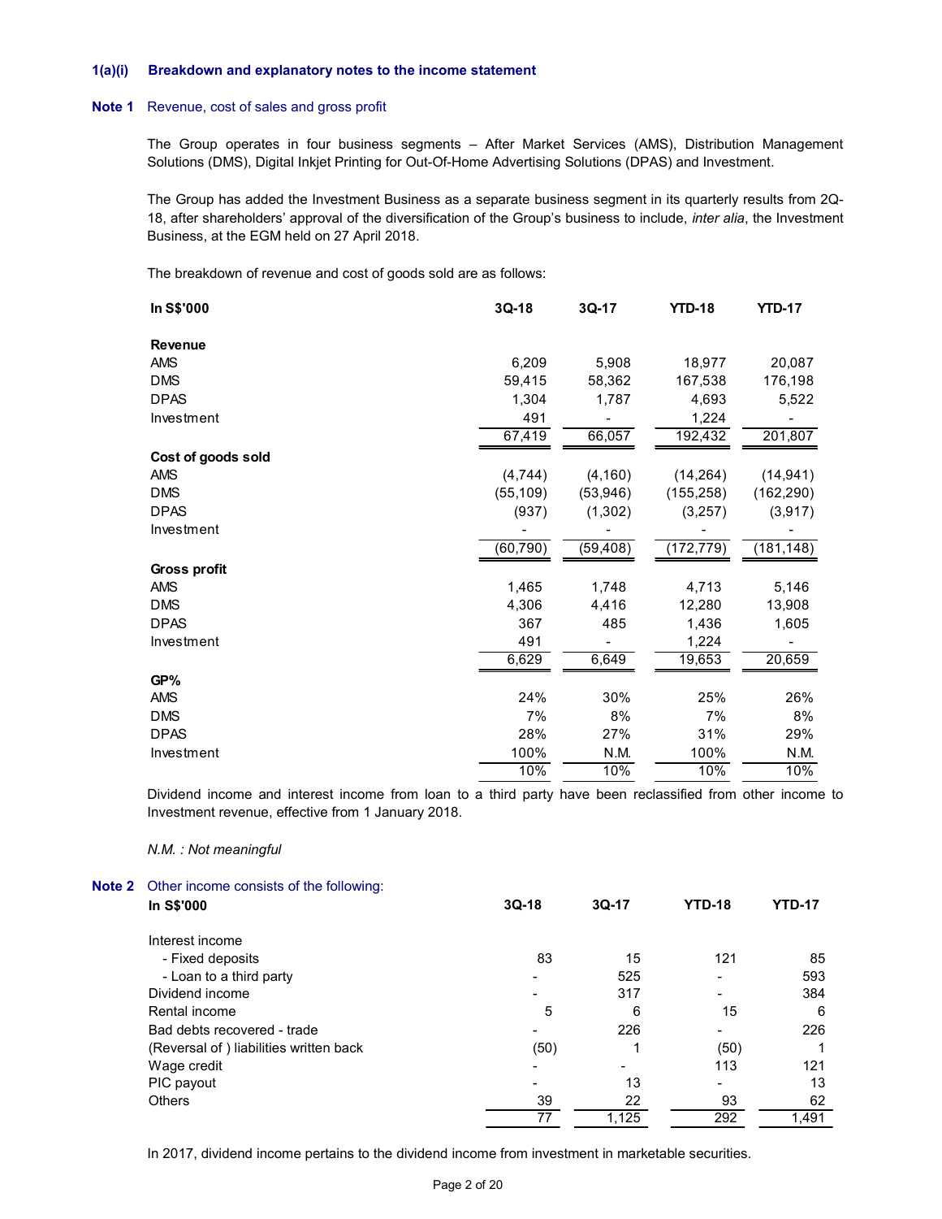### 1(a)(i) Breakdown and explanatory notes to the income statement

**Note 1** Revenue, cost of sales and gross profit

The Group operates in four business segments – After Market Services (AMS), Distribution Management Solutions (DMS), Digital Inkjet Printing for Out-Of-Home Advertising Solutions (DPAS) and Investment.

The Group has added the Investment Business as a separate business segment in its quarterly results from 2Q-18, after shareholders' approval of the diversification of the Group's business to include, *inter alia*, the Investment Business, at the EGM held on 27 April 2018.

The breakdown of revenue and cost of goods sold are as follows:

| In S$'000 | 3Q-18 | 3Q-17 | YTD-18 | YTD-17 |
|---|---|---|---|---|
| **Revenue** | | | | |
| AMS | 6,209 | 5,908 | 18,977 | 20,087 |
| DMS | 59,415 | 58,362 | 167,538 | 176,198 |
| DPAS | 1,304 | 1,787 | 4,693 | 5,522 |
| Investment | 491 | - | 1,224 | - |
| | 67,419 | 66,057 | 192,432 | 201,807 |
| **Cost of goods sold** | | | | |
| AMS | (4,744) | (4,160) | (14,264) | (14,941) |
| DMS | (55,109) | (53,946) | (155,258) | (162,290) |
| DPAS | (937) | (1,302) | (3,257) | (3,917) |
| Investment | - | - | - | - |
| | (60,790) | (59,408) | (172,779) | (181,148) |
| **Gross profit** | | | | |
| AMS | 1,465 | 1,748 | 4,713 | 5,146 |
| DMS | 4,306 | 4,416 | 12,280 | 13,908 |
| DPAS | 367 | 485 | 1,436 | 1,605 |
| Investment | 491 | - | 1,224 | - |
| | 6,629 | 6,649 | 19,653 | 20,659 |
| **GP%** | | | | |
| AMS | 24% | 30% | 25% | 26% |
| DMS | 7% | 8% | 7% | 8% |
| DPAS | 28% | 27% | 31% | 29% |
| Investment | 100% | N.M. | 100% | N.M. |
| | 10% | 10% | 10% | 10% |

Dividend income and interest income from loan to a third party have been reclassified from other income to Investment revenue, effective from 1 January 2018.

*N.M. : Not meaningful*

**Note 2** Other income consists of the following:

| In S$'000 | 3Q-18 | 3Q-17 | YTD-18 | YTD-17 |
|---|---|---|---|---|
| Interest income | | | | |
| - Fixed deposits | 83 | 15 | 121 | 85 |
| - Loan to a third party | - | 525 | - | 593 |
| Dividend income | - | 317 | - | 384 |
| Rental income | 5 | 6 | 15 | 6 |
| Bad debts recovered - trade | - | 226 | - | 226 |
| (Reversal of ) liabilities written back | (50) | 1 | (50) | 1 |
| Wage credit | - | - | 113 | 121 |
| PIC payout | - | 13 | - | 13 |
| Others | 39 | 22 | 93 | 62 |
| | 77 | 1,125 | 292 | 1,491 |

In 2017, dividend income pertains to the dividend income from investment in marketable securities.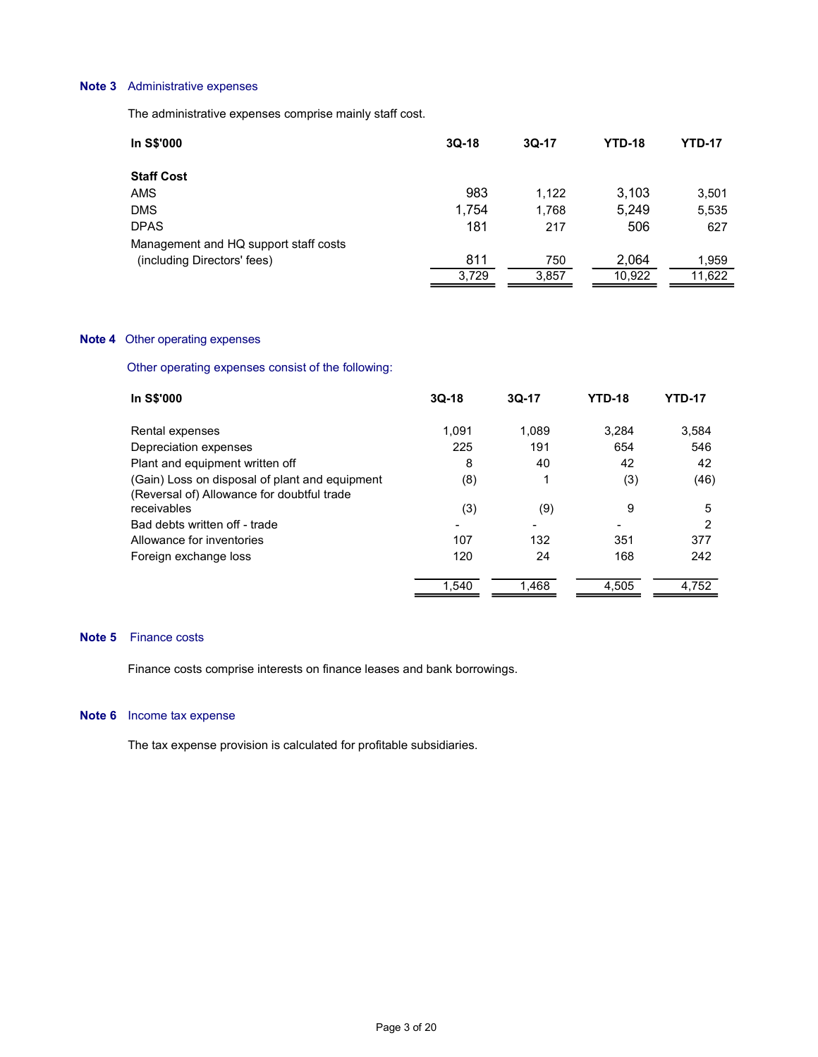### Note 3 Administrative expenses

The administrative expenses comprise mainly staff cost.

| In S$'000 | 3Q-18 | 3Q-17 | YTD-18 | YTD-17 |
|---|---|---|---|---|
| **Staff Cost** | | | | |
| AMS | 983 | 1,122 | 3,103 | 3,501 |
| DMS | 1,754 | 1,768 | 5,249 | 5,535 |
| DPAS | 181 | 217 | 506 | 627 |
| Management and HQ support staff costs (including Directors' fees) | 811 | 750 | 2,064 | 1,959 |
| | 3,729 | 3,857 | 10,922 | 11,622 |

### Note 4 Other operating expenses

Other operating expenses consist of the following:

| In S$'000 | 3Q-18 | 3Q-17 | YTD-18 | YTD-17 |
|---|---|---|---|---|
| Rental expenses | 1,091 | 1,089 | 3,284 | 3,584 |
| Depreciation expenses | 225 | 191 | 654 | 546 |
| Plant and equipment written off | 8 | 40 | 42 | 42 |
| (Gain) Loss on disposal of plant and equipment | (8) | 1 | (3) | (46) |
| (Reversal of) Allowance for doubtful trade receivables | (3) | (9) | 9 | 5 |
| Bad debts written off - trade | - | - | - | 2 |
| Allowance for inventories | 107 | 132 | 351 | 377 |
| Foreign exchange loss | 120 | 24 | 168 | 242 |
| | 1,540 | 1,468 | 4,505 | 4,752 |

### Note 5 Finance costs

Finance costs comprise interests on finance leases and bank borrowings.

### Note 6 Income tax expense

The tax expense provision is calculated for profitable subsidiaries.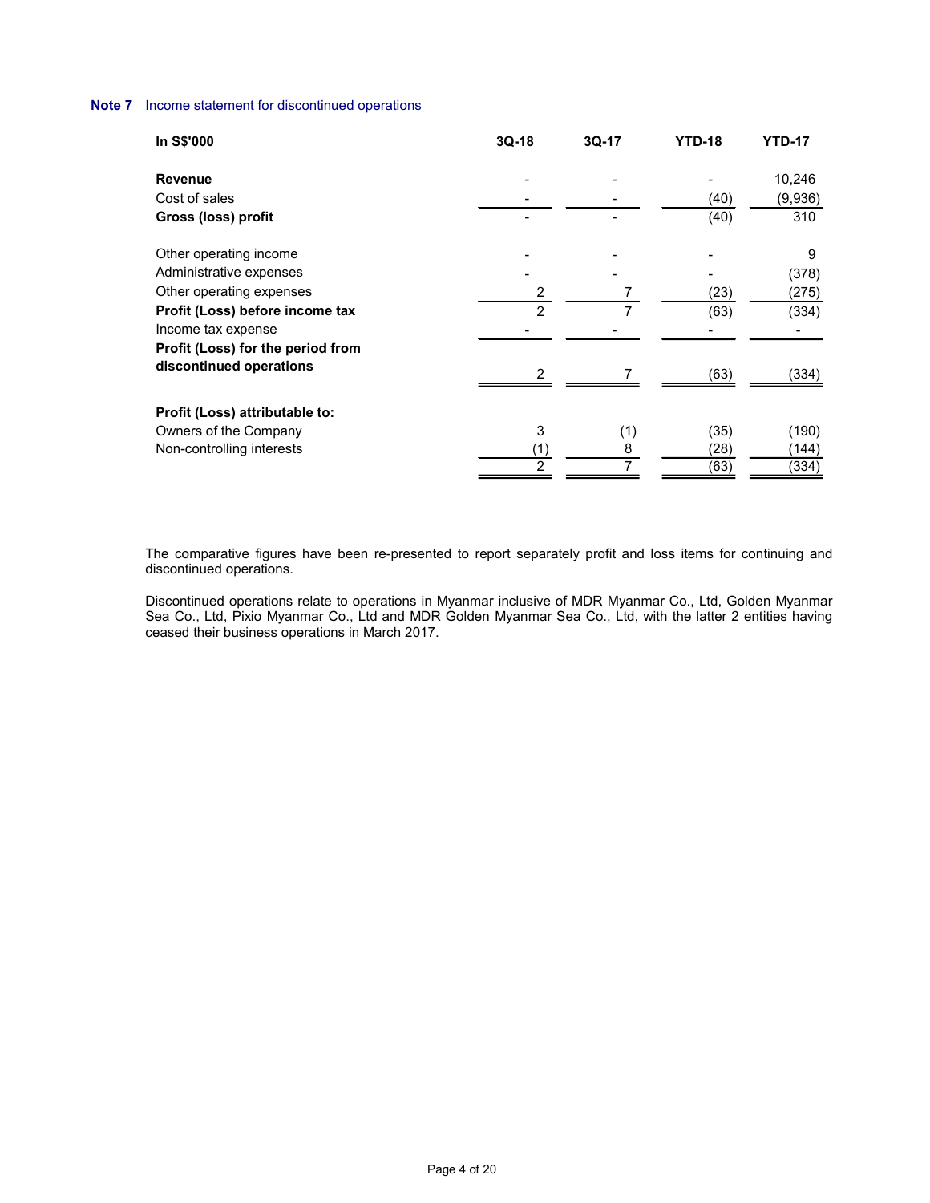**Note 7** Income statement for discontinued operations

| In S$'000 | 3Q-18 | 3Q-17 | YTD-18 | YTD-17 |
|---|---|---|---|---|
| **Revenue** | - | - | - | 10,246 |
| Cost of sales | - | - | (40) | (9,936) |
| **Gross (loss) profit** | - | - | (40) | 310 |
| | | | | |
| Other operating income | - | - | - | 9 |
| Administrative expenses | - | - | - | (378) |
| Other operating expenses | 2 | 7 | (23) | (275) |
| **Profit (Loss) before income tax** | 2 | 7 | (63) | (334) |
| Income tax expense | - | - | - | - |
| **Profit (Loss) for the period from discontinued operations** | 2 | 7 | (63) | (334) |
| | | | | |
| **Profit (Loss) attributable to:** | | | | |
| Owners of the Company | 3 | (1) | (35) | (190) |
| Non-controlling interests | (1) | 8 | (28) | (144) |
| | 2 | 7 | (63) | (334) |

The comparative figures have been re-presented to report separately profit and loss items for continuing and discontinued operations.

Discontinued operations relate to operations in Myanmar inclusive of MDR Myanmar Co., Ltd, Golden Myanmar Sea Co., Ltd, Pixio Myanmar Co., Ltd and MDR Golden Myanmar Sea Co., Ltd, with the latter 2 entities having ceased their business operations in March 2017.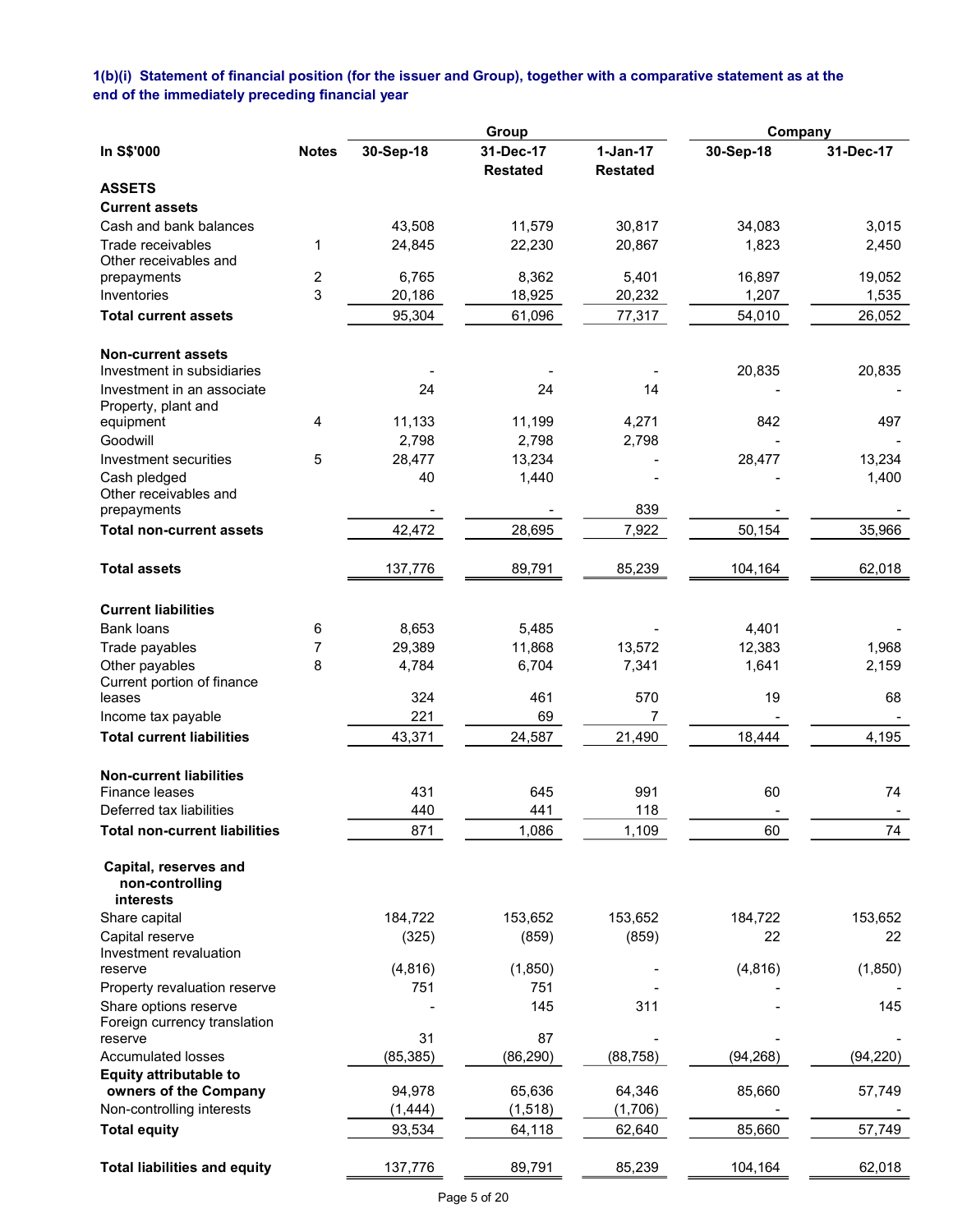**1(b)(i) Statement of financial position (for the issuer and Group), together with a comparative statement as at the end of the immediately preceding financial year**

| In S$'000 | Notes | Group | | | Company | |
|---|---|---|---|---|---|---|
| | | 30-Sep-18 | 31-Dec-17 Restated | 1-Jan-17 Restated | 30-Sep-18 | 31-Dec-17 |
| **ASSETS** | | | | | | |
| **Current assets** | | | | | | |
| Cash and bank balances | | 43,508 | 11,579 | 30,817 | 34,083 | 3,015 |
| Trade receivables | 1 | 24,845 | 22,230 | 20,867 | 1,823 | 2,450 |
| Other receivables and prepayments | 2 | 6,765 | 8,362 | 5,401 | 16,897 | 19,052 |
| Inventories | 3 | 20,186 | 18,925 | 20,232 | 1,207 | 1,535 |
| **Total current assets** | | 95,304 | 61,096 | 77,317 | 54,010 | 26,052 |
| **Non-current assets** | | | | | | |
| Investment in subsidiaries | | - | - | - | 20,835 | 20,835 |
| Investment in an associate | | 24 | 24 | 14 | - | - |
| Property, plant and equipment | 4 | 11,133 | 11,199 | 4,271 | 842 | 497 |
| Goodwill | | 2,798 | 2,798 | 2,798 | - | - |
| Investment securities | 5 | 28,477 | 13,234 | - | 28,477 | 13,234 |
| Cash pledged | | 40 | 1,440 | - | - | 1,400 |
| Other receivables and prepayments | | - | - | 839 | - | - |
| **Total non-current assets** | | 42,472 | 28,695 | 7,922 | 50,154 | 35,966 |
| **Total assets** | | 137,776 | 89,791 | 85,239 | 104,164 | 62,018 |
| **Current liabilities** | | | | | | |
| Bank loans | 6 | 8,653 | 5,485 | - | 4,401 | - |
| Trade payables | 7 | 29,389 | 11,868 | 13,572 | 12,383 | 1,968 |
| Other payables | 8 | 4,784 | 6,704 | 7,341 | 1,641 | 2,159 |
| Current portion of finance leases | | 324 | 461 | 570 | 19 | 68 |
| Income tax payable | | 221 | 69 | 7 | - | - |
| **Total current liabilities** | | 43,371 | 24,587 | 21,490 | 18,444 | 4,195 |
| **Non-current liabilities** | | | | | | |
| Finance leases | | 431 | 645 | 991 | 60 | 74 |
| Deferred tax liabilities | | 440 | 441 | 118 | - | - |
| **Total non-current liabilities** | | 871 | 1,086 | 1,109 | 60 | 74 |
| **Capital, reserves and non-controlling interests** | | | | | | |
| Share capital | | 184,722 | 153,652 | 153,652 | 184,722 | 153,652 |
| Capital reserve | | (325) | (859) | (859) | 22 | 22 |
| Investment revaluation reserve | | (4,816) | (1,850) | - | (4,816) | (1,850) |
| Property revaluation reserve | | 751 | 751 | - | - | - |
| Share options reserve | | - | 145 | 311 | - | 145 |
| Foreign currency translation reserve | | 31 | 87 | - | - | - |
| Accumulated losses | | (85,385) | (86,290) | (88,758) | (94,268) | (94,220) |
| **Equity attributable to owners of the Company** | | 94,978 | 65,636 | 64,346 | 85,660 | 57,749 |
| Non-controlling interests | | (1,444) | (1,518) | (1,706) | - | - |
| **Total equity** | | 93,534 | 64,118 | 62,640 | 85,660 | 57,749 |
| **Total liabilities and equity** | | 137,776 | 89,791 | 85,239 | 104,164 | 62,018 |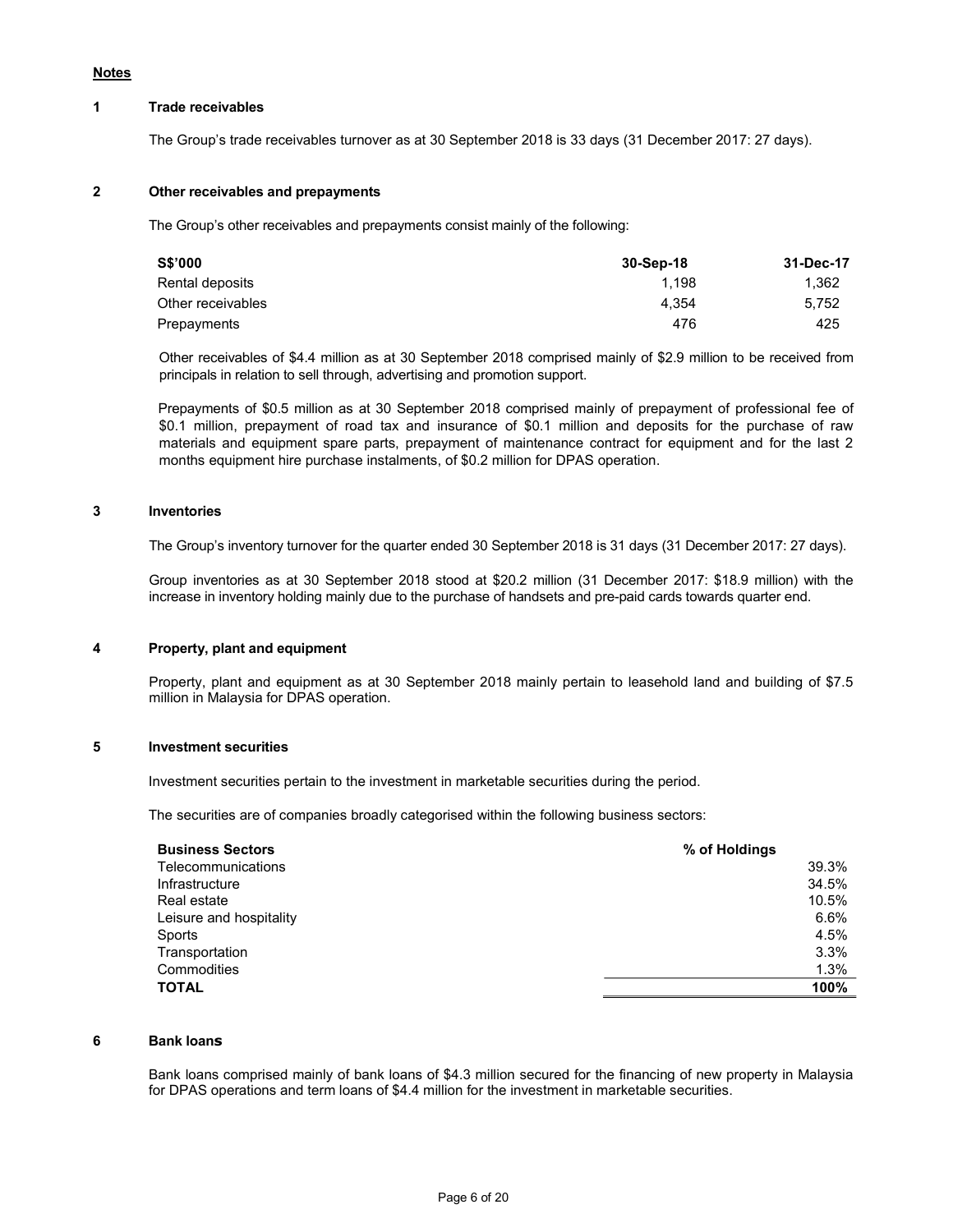**Notes**

**1 Trade receivables**

The Group's trade receivables turnover as at 30 September 2018 is 33 days (31 December 2017: 27 days).

**2 Other receivables and prepayments**

The Group's other receivables and prepayments consist mainly of the following:

| S$'000 | 30-Sep-18 | 31-Dec-17 |
|---|---|---|
| Rental deposits | 1,198 | 1,362 |
| Other receivables | 4,354 | 5,752 |
| Prepayments | 476 | 425 |

Other receivables of $4.4 million as at 30 September 2018 comprised mainly of $2.9 million to be received from principals in relation to sell through, advertising and promotion support.

Prepayments of $0.5 million as at 30 September 2018 comprised mainly of prepayment of professional fee of $0.1 million, prepayment of road tax and insurance of $0.1 million and deposits for the purchase of raw materials and equipment spare parts, prepayment of maintenance contract for equipment and for the last 2 months equipment hire purchase instalments, of $0.2 million for DPAS operation.

**3 Inventories**

The Group's inventory turnover for the quarter ended 30 September 2018 is 31 days (31 December 2017: 27 days).

Group inventories as at 30 September 2018 stood at $20.2 million (31 December 2017: $18.9 million) with the increase in inventory holding mainly due to the purchase of handsets and pre-paid cards towards quarter end.

**4 Property, plant and equipment**

Property, plant and equipment as at 30 September 2018 mainly pertain to leasehold land and building of $7.5 million in Malaysia for DPAS operation.

**5 Investment securities**

Investment securities pertain to the investment in marketable securities during the period.

The securities are of companies broadly categorised within the following business sectors:

| Business Sectors | % of Holdings |
|---|---|
| Telecommunications | 39.3% |
| Infrastructure | 34.5% |
| Real estate | 10.5% |
| Leisure and hospitality | 6.6% |
| Sports | 4.5% |
| Transportation | 3.3% |
| Commodities | 1.3% |
| **TOTAL** | **100%** |

**6 Bank loans**

Bank loans comprised mainly of bank loans of $4.3 million secured for the financing of new property in Malaysia for DPAS operations and term loans of $4.4 million for the investment in marketable securities.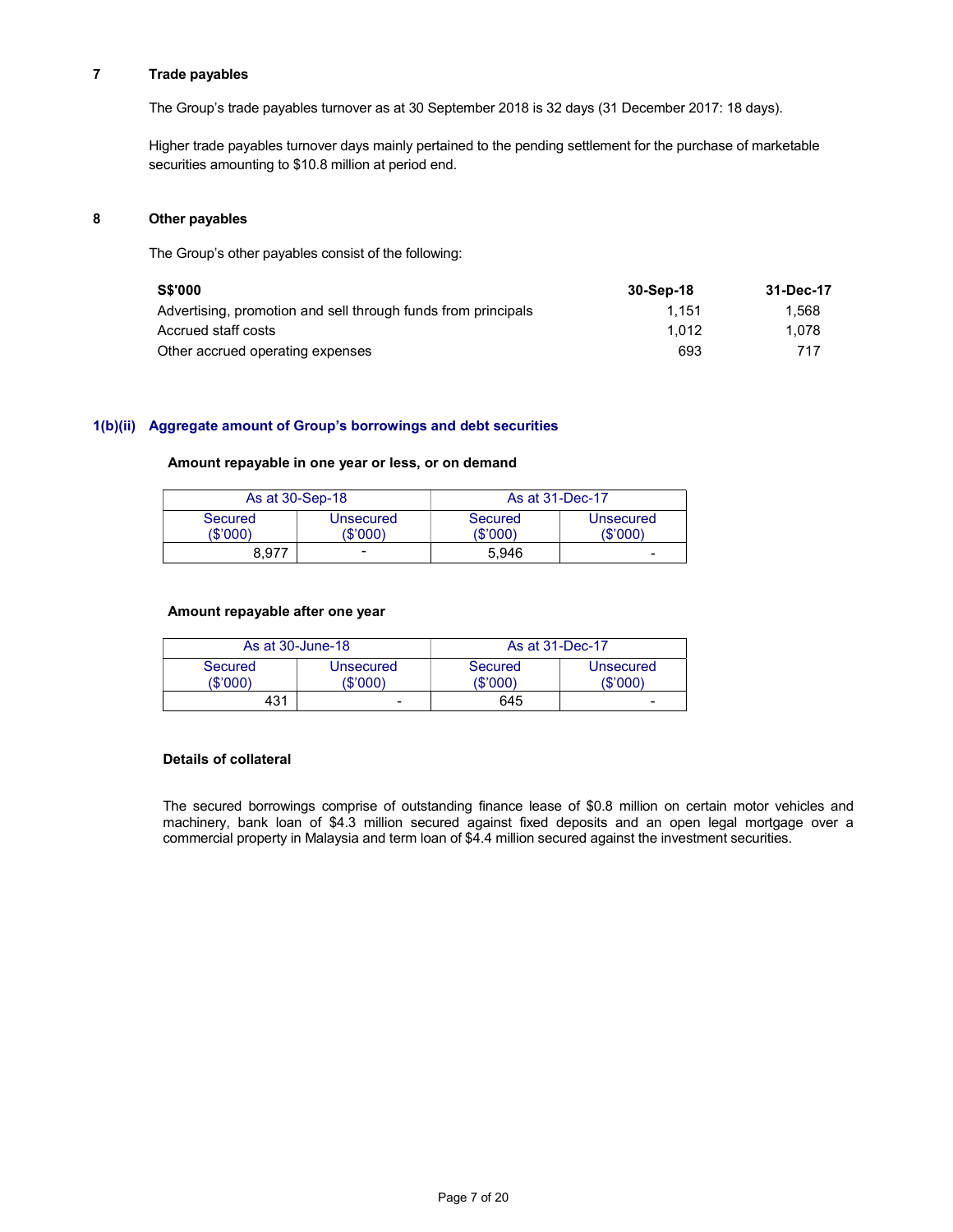### 7 Trade payables

The Group's trade payables turnover as at 30 September 2018 is 32 days (31 December 2017: 18 days).

Higher trade payables turnover days mainly pertained to the pending settlement for the purchase of marketable securities amounting to $10.8 million at period end.

### 8 Other payables

The Group's other payables consist of the following:

| **S$'000** | **30-Sep-18** | **31-Dec-17** |
|---|---|---|
| Advertising, promotion and sell through funds from principals | 1,151 | 1,568 |
| Accrued staff costs | 1,012 | 1,078 |
| Other accrued operating expenses | 693 | 717 |

## 1(b)(ii) Aggregate amount of Group's borrowings and debt securities

**Amount repayable in one year or less, or on demand**

| As at 30-Sep-18 | | As at 31-Dec-17 | |
|---|---|---|---|
| Secured ($'000) | Unsecured ($'000) | Secured ($'000) | Unsecured ($'000) |
| 8,977 | - | 5,946 | - |

**Amount repayable after one year**

| As at 30-June-18 | | As at 31-Dec-17 | |
|---|---|---|---|
| Secured ($'000) | Unsecured ($'000) | Secured ($'000) | Unsecured ($'000) |
| 431 | - | 645 | - |

**Details of collateral**

The secured borrowings comprise of outstanding finance lease of $0.8 million on certain motor vehicles and machinery, bank loan of $4.3 million secured against fixed deposits and an open legal mortgage over a commercial property in Malaysia and term loan of $4.4 million secured against the investment securities.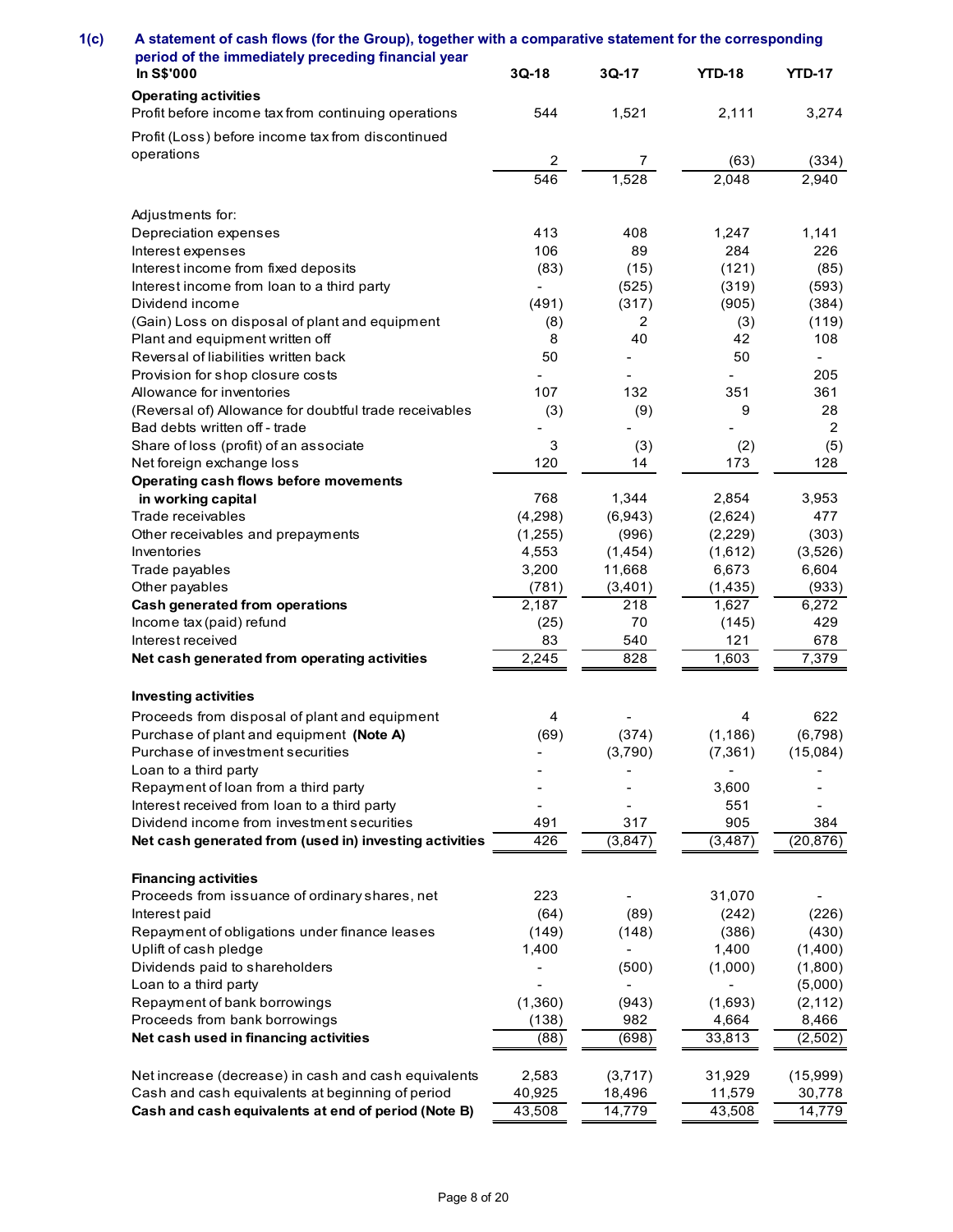## 1(c) A statement of cash flows (for the Group), together with a comparative statement for the corresponding period of the immediately preceding financial year

| In S$'000 | 3Q-18 | 3Q-17 | YTD-18 | YTD-17 |
|---|---|---|---|---|
| **Operating activities** | | | | |
| Profit before income tax from continuing operations | 544 | 1,521 | 2,111 | 3,274 |
| Profit (Loss) before income tax from discontinued operations | 2 | 7 | (63) | (334) |
| | 546 | 1,528 | 2,048 | 2,940 |
| Adjustments for: | | | | |
| Depreciation expenses | 413 | 408 | 1,247 | 1,141 |
| Interest expenses | 106 | 89 | 284 | 226 |
| Interest income from fixed deposits | (83) | (15) | (121) | (85) |
| Interest income from loan to a third party | - | (525) | (319) | (593) |
| Dividend income | (491) | (317) | (905) | (384) |
| (Gain) Loss on disposal of plant and equipment | (8) | 2 | (3) | (119) |
| Plant and equipment written off | 8 | 40 | 42 | 108 |
| Reversal of liabilities written back | 50 | - | 50 | - |
| Provision for shop closure costs | - | - | - | 205 |
| Allowance for inventories | 107 | 132 | 351 | 361 |
| (Reversal of) Allowance for doubtful trade receivables | (3) | (9) | 9 | 28 |
| Bad debts written off - trade | - | - | - | 2 |
| Share of loss (profit) of an associate | 3 | (3) | (2) | (5) |
| Net foreign exchange loss | 120 | 14 | 173 | 128 |
| **Operating cash flows before movements in working capital** | 768 | 1,344 | 2,854 | 3,953 |
| Trade receivables | (4,298) | (6,943) | (2,624) | 477 |
| Other receivables and prepayments | (1,255) | (996) | (2,229) | (303) |
| Inventories | 4,553 | (1,454) | (1,612) | (3,526) |
| Trade payables | 3,200 | 11,668 | 6,673 | 6,604 |
| Other payables | (781) | (3,401) | (1,435) | (933) |
| **Cash generated from operations** | 2,187 | 218 | 1,627 | 6,272 |
| Income tax (paid) refund | (25) | 70 | (145) | 429 |
| Interest received | 83 | 540 | 121 | 678 |
| **Net cash generated from operating activities** | 2,245 | 828 | 1,603 | 7,379 |
| **Investing activities** | | | | |
| Proceeds from disposal of plant and equipment | 4 | - | 4 | 622 |
| Purchase of plant and equipment **(Note A)** | (69) | (374) | (1,186) | (6,798) |
| Purchase of investment securities | - | (3,790) | (7,361) | (15,084) |
| Loan to a third party | - | - | - | - |
| Repayment of loan from a third party | - | - | 3,600 | - |
| Interest received from loan to a third party | - | - | 551 | - |
| Dividend income from investment securities | 491 | 317 | 905 | 384 |
| **Net cash generated from (used in) investing activities** | 426 | (3,847) | (3,487) | (20,876) |
| **Financing activities** | | | | |
| Proceeds from issuance of ordinary shares, net | 223 | - | 31,070 | - |
| Interest paid | (64) | (89) | (242) | (226) |
| Repayment of obligations under finance leases | (149) | (148) | (386) | (430) |
| Uplift of cash pledge | 1,400 | - | 1,400 | (1,400) |
| Dividends paid to shareholders | - | (500) | (1,000) | (1,800) |
| Loan to a third party | - | - | - | (5,000) |
| Repayment of bank borrowings | (1,360) | (943) | (1,693) | (2,112) |
| Proceeds from bank borrowings | (138) | 982 | 4,664 | 8,466 |
| **Net cash used in financing activities** | (88) | (698) | 33,813 | (2,502) |
| Net increase (decrease) in cash and cash equivalents | 2,583 | (3,717) | 31,929 | (15,999) |
| Cash and cash equivalents at beginning of period | 40,925 | 18,496 | 11,579 | 30,778 |
| **Cash and cash equivalents at end of period (Note B)** | 43,508 | 14,779 | 43,508 | 14,779 |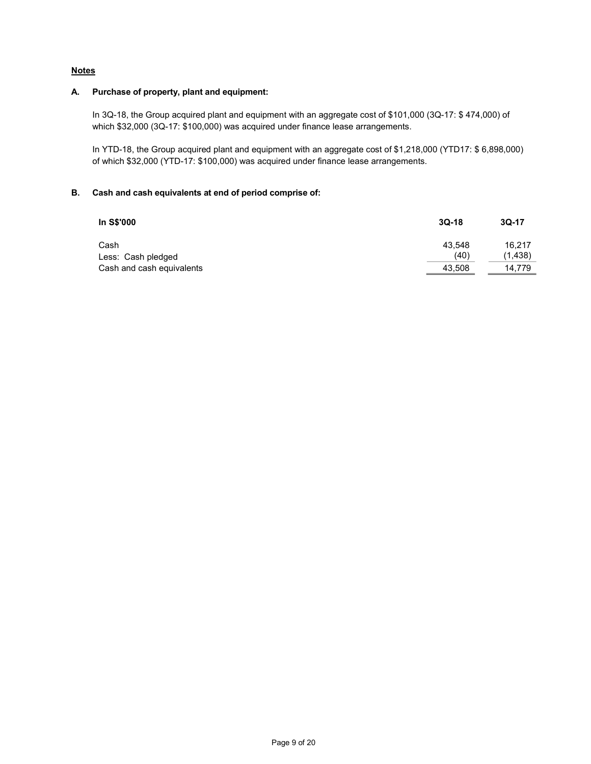**Notes**

**A. Purchase of property, plant and equipment:**

In 3Q-18, the Group acquired plant and equipment with an aggregate cost of $101,000 (3Q-17: $ 474,000) of which $32,000 (3Q-17: $100,000) was acquired under finance lease arrangements.

In YTD-18, the Group acquired plant and equipment with an aggregate cost of $1,218,000 (YTD17: $ 6,898,000) of which $32,000 (YTD-17: $100,000) was acquired under finance lease arrangements.

**B. Cash and cash equivalents at end of period comprise of:**

| In S$'000 | 3Q-18 | 3Q-17 |
|---|---|---|
| Cash | 43,548 | 16,217 |
| Less: Cash pledged | (40) | (1,438) |
| Cash and cash equivalents | 43,508 | 14,779 |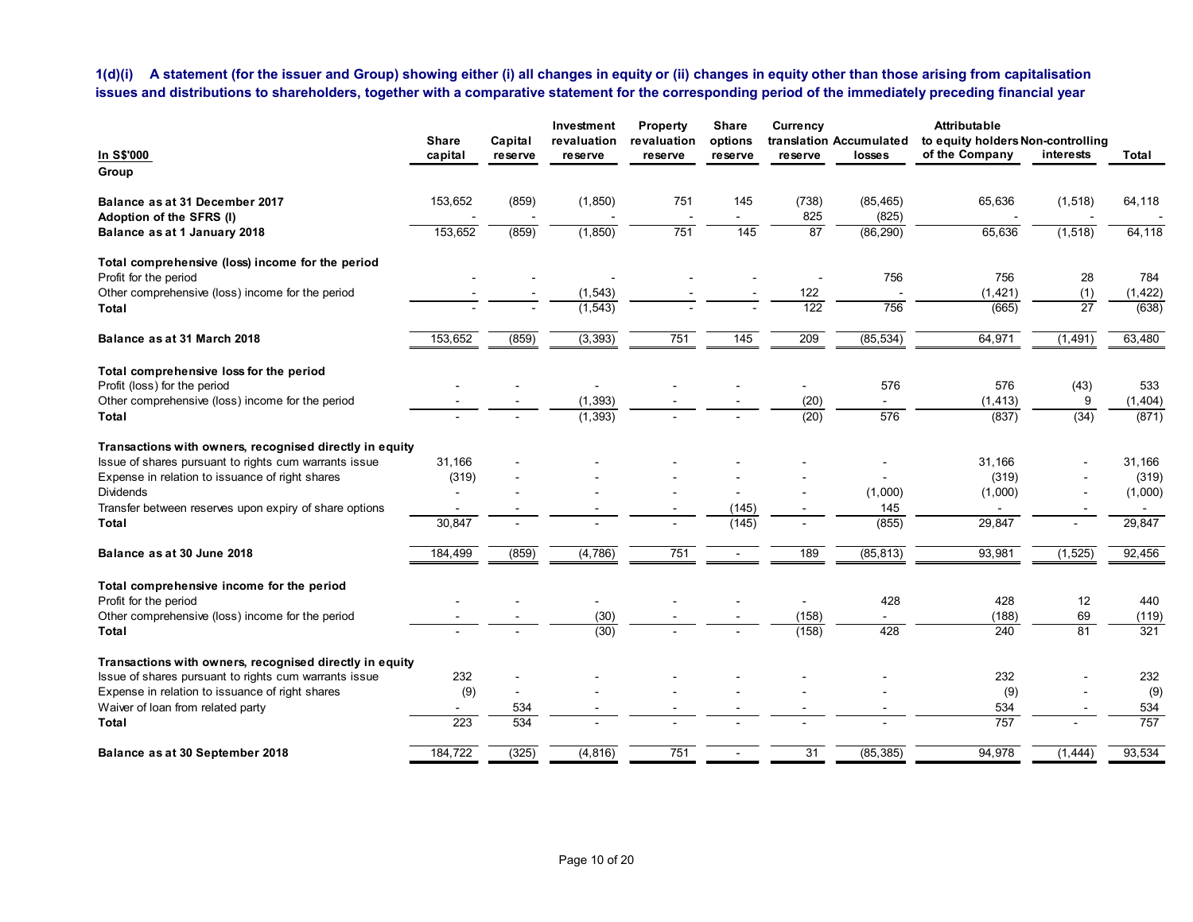**1(d)(i) A statement (for the issuer and Group) showing either (i) all changes in equity or (ii) changes in equity other than those arising from capitalisation issues and distributions to shareholders, together with a comparative statement for the corresponding period of the immediately preceding financial year**

| In S$'000 | Share capital | Capital reserve | Investment revaluation reserve | Property revaluation reserve | Share options reserve | Currency translation reserve | Accumulated losses | Attributable to equity holders of the Company | Non-controlling interests | Total |
|---|---|---|---|---|---|---|---|---|---|---|
| **Group** | | | | | | | | | | |
| **Balance as at 31 December 2017** | 153,652 | (859) | (1,850) | 751 | 145 | (738) | (85,465) | 65,636 | (1,518) | 64,118 |
| **Adoption of the SFRS (I)** | - | - | - | - | - | 825 | (825) | - | - | - |
| **Balance as at 1 January 2018** | 153,652 | (859) | (1,850) | 751 | 145 | 87 | (86,290) | 65,636 | (1,518) | 64,118 |
| **Total comprehensive (loss) income for the period** | | | | | | | | | | |
| Profit for the period | - | - | - | - | - | - | 756 | 756 | 28 | 784 |
| Other comprehensive (loss) income for the period | - | - | (1,543) | - | - | 122 | - | (1,421) | (1) | (1,422) |
| **Total** | - | - | (1,543) | - | - | 122 | 756 | (665) | 27 | (638) |
| **Balance as at 31 March 2018** | 153,652 | (859) | (3,393) | 751 | 145 | 209 | (85,534) | 64,971 | (1,491) | 63,480 |
| **Total comprehensive loss for the period** | | | | | | | | | | |
| Profit (loss) for the period | - | - | - | - | - | - | 576 | 576 | (43) | 533 |
| Other comprehensive (loss) income for the period | - | - | (1,393) | - | - | (20) | - | (1,413) | 9 | (1,404) |
| **Total** | - | - | (1,393) | - | - | (20) | 576 | (837) | (34) | (871) |
| **Transactions with owners, recognised directly in equity** | | | | | | | | | | |
| Issue of shares pursuant to rights cum warrants issue | 31,166 | - | - | - | - | - | - | 31,166 | - | 31,166 |
| Expense in relation to issuance of right shares | (319) | - | - | - | - | - | - | (319) | - | (319) |
| Dividends | - | - | - | - | - | - | (1,000) | (1,000) | - | (1,000) |
| Transfer between reserves upon expiry of share options | - | - | - | - | (145) | - | 145 | - | - | - |
| **Total** | 30,847 | - | - | - | (145) | - | (855) | 29,847 | - | 29,847 |
| **Balance as at 30 June 2018** | 184,499 | (859) | (4,786) | 751 | - | 189 | (85,813) | 93,981 | (1,525) | 92,456 |
| **Total comprehensive income for the period** | | | | | | | | | | |
| Profit for the period | - | - | - | - | - | - | 428 | 428 | 12 | 440 |
| Other comprehensive (loss) income for the period | - | - | (30) | - | - | (158) | - | (188) | 69 | (119) |
| **Total** | - | - | (30) | - | - | (158) | 428 | 240 | 81 | 321 |
| **Transactions with owners, recognised directly in equity** | | | | | | | | | | |
| Issue of shares pursuant to rights cum warrants issue | 232 | - | - | - | - | - | - | 232 | - | 232 |
| Expense in relation to issuance of right shares | (9) | - | - | - | - | - | - | (9) | - | (9) |
| Waiver of loan from related party | - | 534 | - | - | - | - | - | 534 | - | 534 |
| **Total** | 223 | 534 | - | - | - | - | - | 757 | - | 757 |
| **Balance as at 30 September 2018** | 184,722 | (325) | (4,816) | 751 | - | 31 | (85,385) | 94,978 | (1,444) | 93,534 |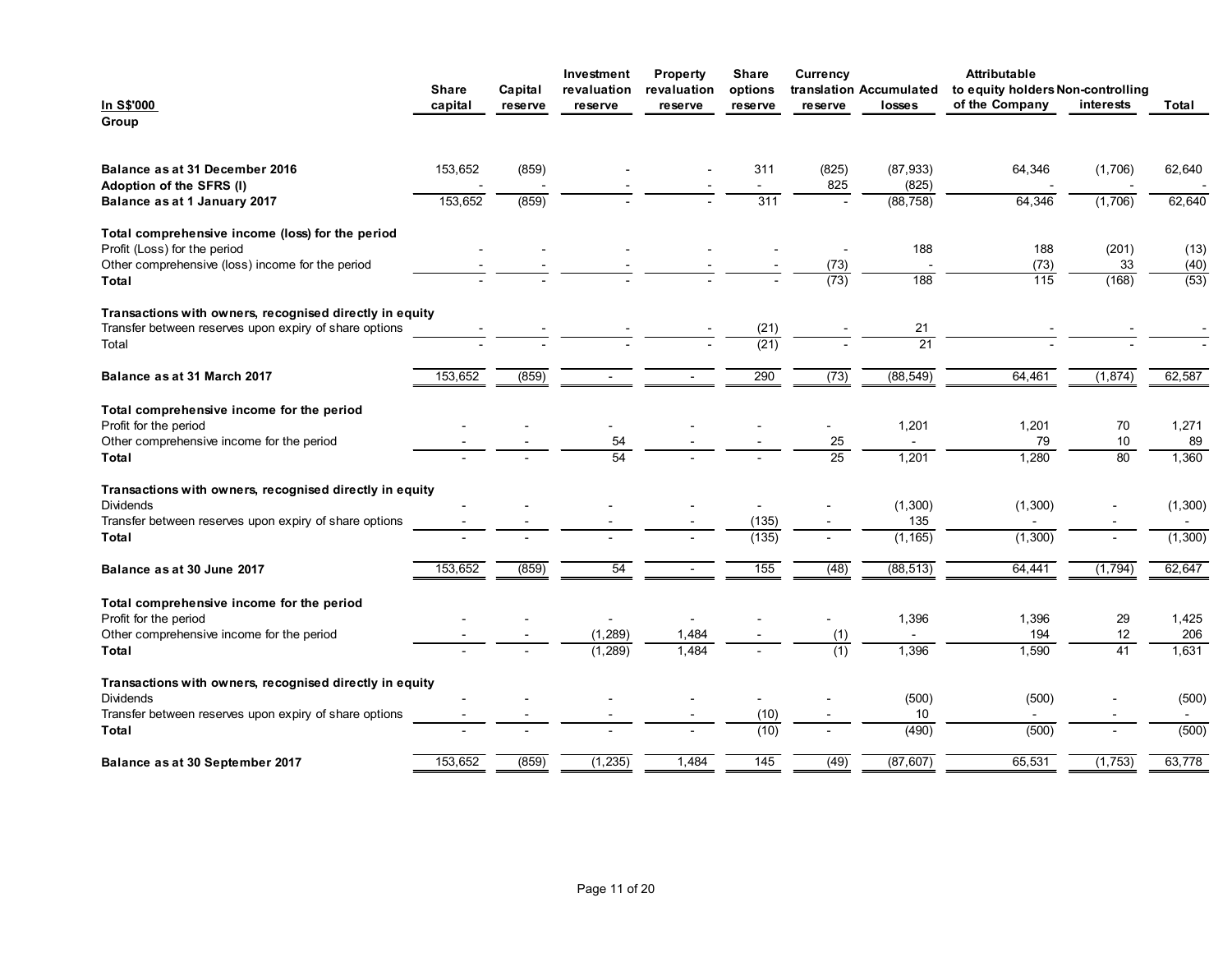| In S$'000 | Share capital | Capital reserve | Investment revaluation reserve | Property revaluation reserve | Share options reserve | Currency translation reserve | Accumulated losses | Attributable to equity holders of the Company | Non-controlling interests | Total |
|---|---|---|---|---|---|---|---|---|---|---|
| **Group** | | | | | | | | | | |
| **Balance as at 31 December 2016** | 153,652 | (859) | - | - | 311 | (825) | (87,933) | 64,346 | (1,706) | 62,640 |
| **Adoption of the SFRS (I)** | - | - | - | - | - | 825 | (825) | - | - | - |
| **Balance as at 1 January 2017** | 153,652 | (859) | - | - | 311 | - | (88,758) | 64,346 | (1,706) | 62,640 |
| **Total comprehensive income (loss) for the period** | | | | | | | | | | |
| Profit (Loss) for the period | - | - | - | - | - | - | 188 | 188 | (201) | (13) |
| Other comprehensive (loss) income for the period | - | - | - | - | - | (73) | - | (73) | 33 | (40) |
| **Total** | - | - | - | - | - | (73) | 188 | 115 | (168) | (53) |
| **Transactions with owners, recognised directly in equity** | | | | | | | | | | |
| Transfer between reserves upon expiry of share options | - | - | - | - | (21) | - | 21 | - | - | - |
| Total | - | - | - | - | (21) | - | 21 | - | - | - |
| **Balance as at 31 March 2017** | 153,652 | (859) | - | - | 290 | (73) | (88,549) | 64,461 | (1,874) | 62,587 |
| **Total comprehensive income for the period** | | | | | | | | | | |
| Profit for the period | - | - | - | - | - | - | 1,201 | 1,201 | 70 | 1,271 |
| Other comprehensive income for the period | - | - | 54 | - | - | 25 | - | 79 | 10 | 89 |
| **Total** | - | - | 54 | - | - | 25 | 1,201 | 1,280 | 80 | 1,360 |
| **Transactions with owners, recognised directly in equity** | | | | | | | | | | |
| Dividends | - | - | - | - | - | - | (1,300) | (1,300) | - | (1,300) |
| Transfer between reserves upon expiry of share options | - | - | - | - | (135) | - | 135 | - | - | - |
| **Total** | - | - | - | - | (135) | - | (1,165) | (1,300) | - | (1,300) |
| **Balance as at 30 June 2017** | 153,652 | (859) | 54 | - | 155 | (48) | (88,513) | 64,441 | (1,794) | 62,647 |
| **Total comprehensive income for the period** | | | | | | | | | | |
| Profit for the period | - | - | - | - | - | - | 1,396 | 1,396 | 29 | 1,425 |
| Other comprehensive income for the period | - | - | (1,289) | 1,484 | - | (1) | - | 194 | 12 | 206 |
| **Total** | - | - | (1,289) | 1,484 | - | (1) | 1,396 | 1,590 | 41 | 1,631 |
| **Transactions with owners, recognised directly in equity** | | | | | | | | | | |
| Dividends | - | - | - | - | - | - | (500) | (500) | - | (500) |
| Transfer between reserves upon expiry of share options | - | - | - | - | (10) | - | 10 | - | - | - |
| **Total** | - | - | - | - | (10) | - | (490) | (500) | - | (500) |
| **Balance as at 30 September 2017** | 153,652 | (859) | (1,235) | 1,484 | 145 | (49) | (87,607) | 65,531 | (1,753) | 63,778 |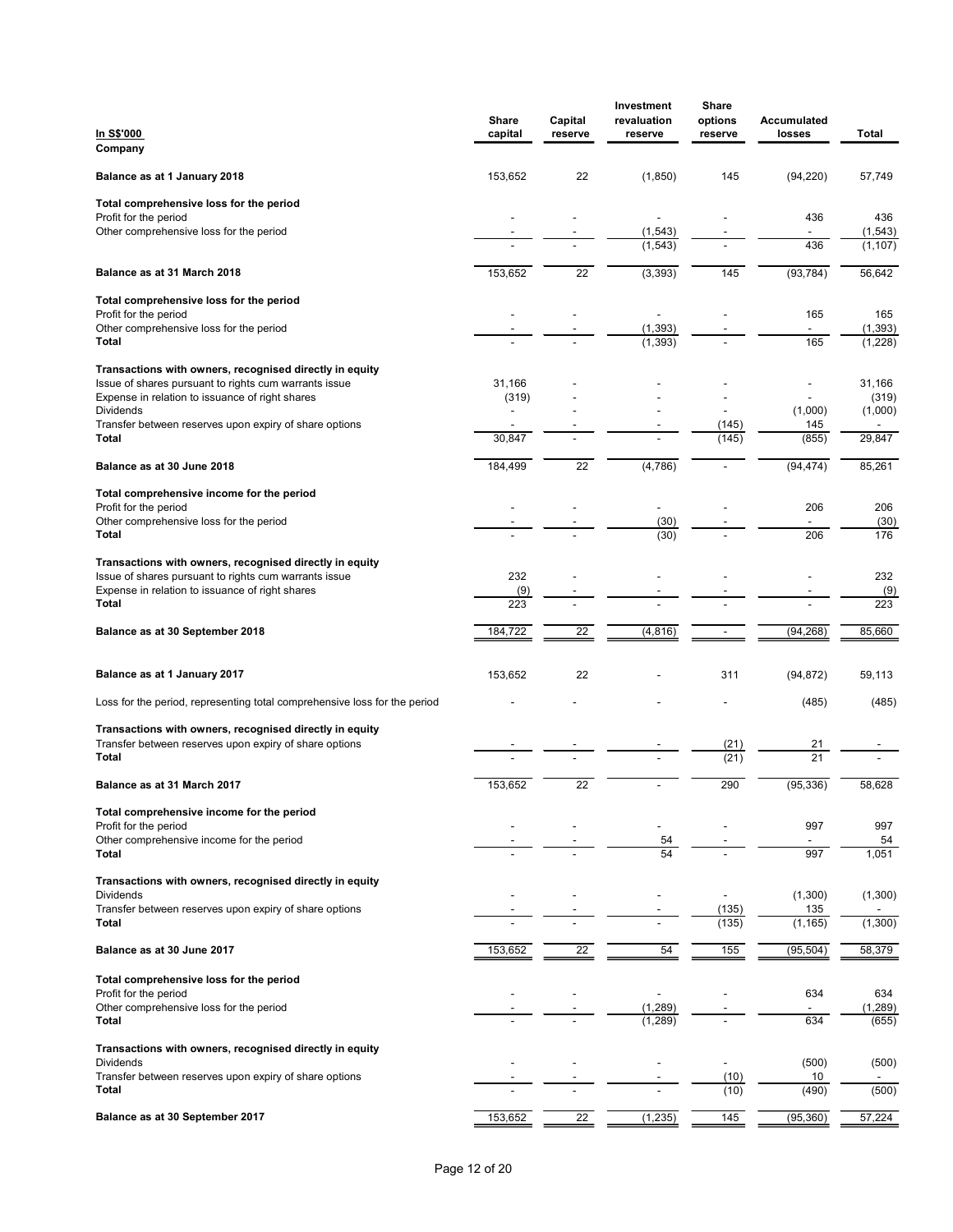| In S$'000 | Share capital | Capital reserve | Investment revaluation reserve | Share options reserve | Accumulated losses | Total |
|---|---|---|---|---|---|---|
| **Company** | | | | | | |
| **Balance as at 1 January 2018** | 153,652 | 22 | (1,850) | 145 | (94,220) | 57,749 |
| **Total comprehensive loss for the period** | | | | | | |
| Profit for the period | - | - | - | - | 436 | 436 |
| Other comprehensive loss for the period | - | - | (1,543) | - | - | (1,543) |
| | - | - | (1,543) | - | 436 | (1,107) |
| **Balance as at 31 March 2018** | 153,652 | 22 | (3,393) | 145 | (93,784) | 56,642 |
| **Total comprehensive loss for the period** | | | | | | |
| Profit for the period | - | - | - | - | 165 | 165 |
| Other comprehensive loss for the period | - | - | (1,393) | - | - | (1,393) |
| **Total** | - | - | (1,393) | - | 165 | (1,228) |
| **Transactions with owners, recognised directly in equity** | | | | | | |
| Issue of shares pursuant to rights cum warrants issue | 31,166 | - | - | - | - | 31,166 |
| Expense in relation to issuance of right shares | (319) | - | - | - | - | (319) |
| Dividends | - | - | - | - | (1,000) | (1,000) |
| Transfer between reserves upon expiry of share options | - | - | - | (145) | 145 | - |
| **Total** | 30,847 | - | - | (145) | (855) | 29,847 |
| **Balance as at 30 June 2018** | 184,499 | 22 | (4,786) | - | (94,474) | 85,261 |
| **Total comprehensive income for the period** | | | | | | |
| Profit for the period | - | - | - | - | 206 | 206 |
| Other comprehensive loss for the period | - | - | (30) | - | - | (30) |
| **Total** | - | - | (30) | - | 206 | 176 |
| **Transactions with owners, recognised directly in equity** | | | | | | |
| Issue of shares pursuant to rights cum warrants issue | 232 | - | - | - | - | 232 |
| Expense in relation to issuance of right shares | (9) | - | - | - | - | (9) |
| **Total** | 223 | - | - | - | - | 223 |
| **Balance as at 30 September 2018** | 184,722 | 22 | (4,816) | - | (94,268) | 85,660 |
| | | | | | | |
| **Balance as at 1 January 2017** | 153,652 | 22 | - | 311 | (94,872) | 59,113 |
| Loss for the period, representing total comprehensive loss for the period | - | - | - | - | (485) | (485) |
| **Transactions with owners, recognised directly in equity** | | | | | | |
| Transfer between reserves upon expiry of share options | - | - | - | (21) | 21 | - |
| **Total** | - | - | - | (21) | 21 | - |
| **Balance as at 31 March 2017** | 153,652 | 22 | - | 290 | (95,336) | 58,628 |
| **Total comprehensive income for the period** | | | | | | |
| Profit for the period | - | - | - | - | 997 | 997 |
| Other comprehensive income for the period | - | - | 54 | - | - | 54 |
| **Total** | - | - | 54 | - | 997 | 1,051 |
| **Transactions with owners, recognised directly in equity** | | | | | | |
| Dividends | - | - | - | - | (1,300) | (1,300) |
| Transfer between reserves upon expiry of share options | - | - | - | (135) | 135 | - |
| **Total** | - | - | - | (135) | (1,165) | (1,300) |
| **Balance as at 30 June 2017** | 153,652 | 22 | 54 | 155 | (95,504) | 58,379 |
| **Total comprehensive loss for the period** | | | | | | |
| Profit for the period | - | - | - | - | 634 | 634 |
| Other comprehensive loss for the period | - | - | (1,289) | - | - | (1,289) |
| **Total** | - | - | (1,289) | - | 634 | (655) |
| **Transactions with owners, recognised directly in equity** | | | | | | |
| Dividends | - | - | - | - | (500) | (500) |
| Transfer between reserves upon expiry of share options | - | - | - | (10) | 10 | - |
| **Total** | - | - | - | (10) | (490) | (500) |
| **Balance as at 30 September 2017** | 153,652 | 22 | (1,235) | 145 | (95,360) | 57,224 |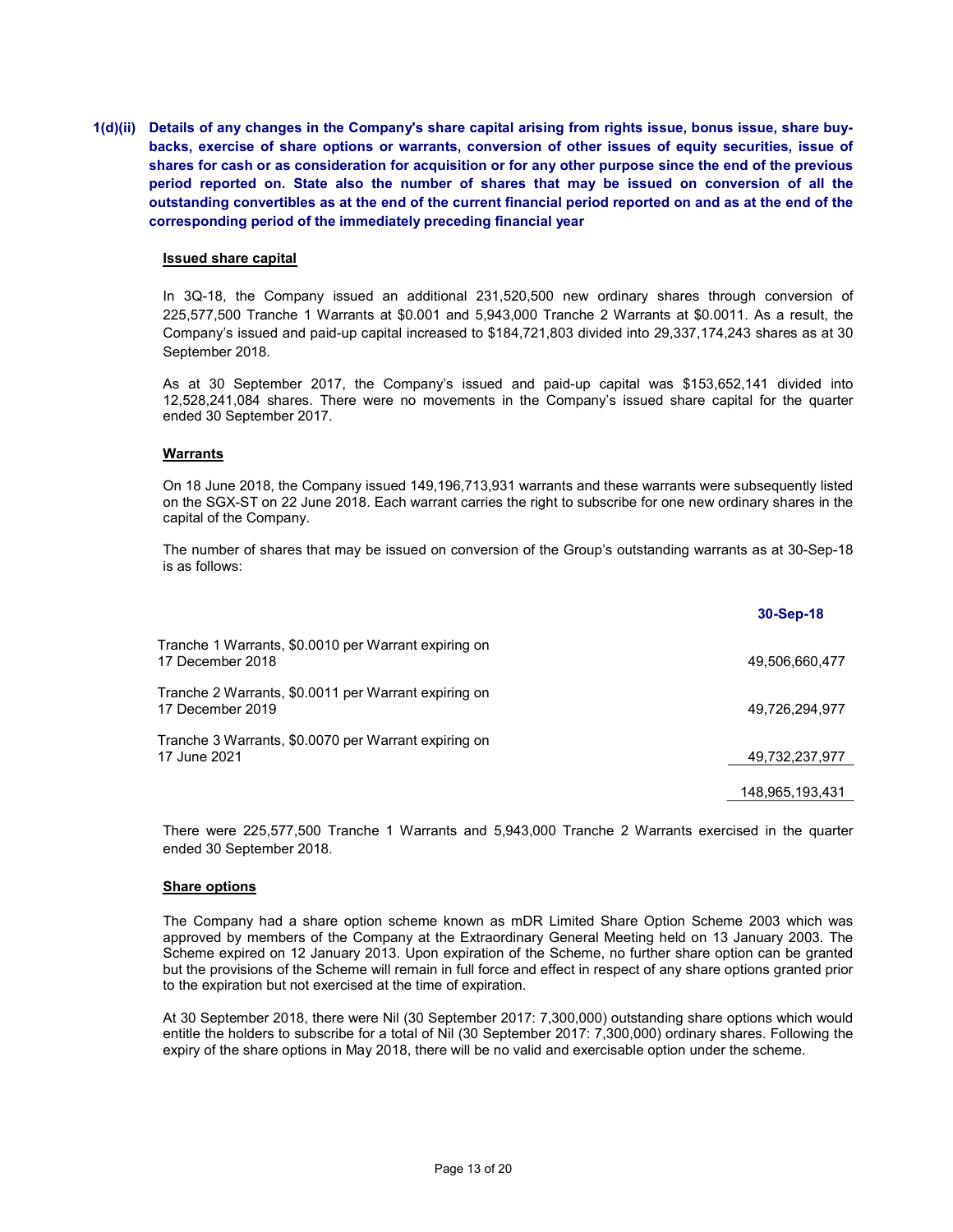**1(d)(ii) Details of any changes in the Company's share capital arising from rights issue, bonus issue, share buy-backs, exercise of share options or warrants, conversion of other issues of equity securities, issue of shares for cash or as consideration for acquisition or for any other purpose since the end of the previous period reported on. State also the number of shares that may be issued on conversion of all the outstanding convertibles as at the end of the current financial period reported on and as at the end of the corresponding period of the immediately preceding financial year**

**Issued share capital**

In 3Q-18, the Company issued an additional 231,520,500 new ordinary shares through conversion of 225,577,500 Tranche 1 Warrants at $0.001 and 5,943,000 Tranche 2 Warrants at $0.0011. As a result, the Company's issued and paid-up capital increased to $184,721,803 divided into 29,337,174,243 shares as at 30 September 2018.

As at 30 September 2017, the Company's issued and paid-up capital was $153,652,141 divided into 12,528,241,084 shares. There were no movements in the Company's issued share capital for the quarter ended 30 September 2017.

**Warrants**

On 18 June 2018, the Company issued 149,196,713,931 warrants and these warrants were subsequently listed on the SGX-ST on 22 June 2018. Each warrant carries the right to subscribe for one new ordinary shares in the capital of the Company.

The number of shares that may be issued on conversion of the Group's outstanding warrants as at 30-Sep-18 is as follows:

| | 30-Sep-18 |
|---|---|
| Tranche 1 Warrants, $0.0010 per Warrant expiring on 17 December 2018 | 49,506,660,477 |
| Tranche 2 Warrants, $0.0011 per Warrant expiring on 17 December 2019 | 49,726,294,977 |
| Tranche 3 Warrants, $0.0070 per Warrant expiring on 17 June 2021 | 49,732,237,977 |
| | 148,965,193,431 |

There were 225,577,500 Tranche 1 Warrants and 5,943,000 Tranche 2 Warrants exercised in the quarter ended 30 September 2018.

**Share options**

The Company had a share option scheme known as mDR Limited Share Option Scheme 2003 which was approved by members of the Company at the Extraordinary General Meeting held on 13 January 2003. The Scheme expired on 12 January 2013. Upon expiration of the Scheme, no further share option can be granted but the provisions of the Scheme will remain in full force and effect in respect of any share options granted prior to the expiration but not exercised at the time of expiration.

At 30 September 2018, there were Nil (30 September 2017: 7,300,000) outstanding share options which would entitle the holders to subscribe for a total of Nil (30 September 2017: 7,300,000) ordinary shares. Following the expiry of the share options in May 2018, there will be no valid and exercisable option under the scheme.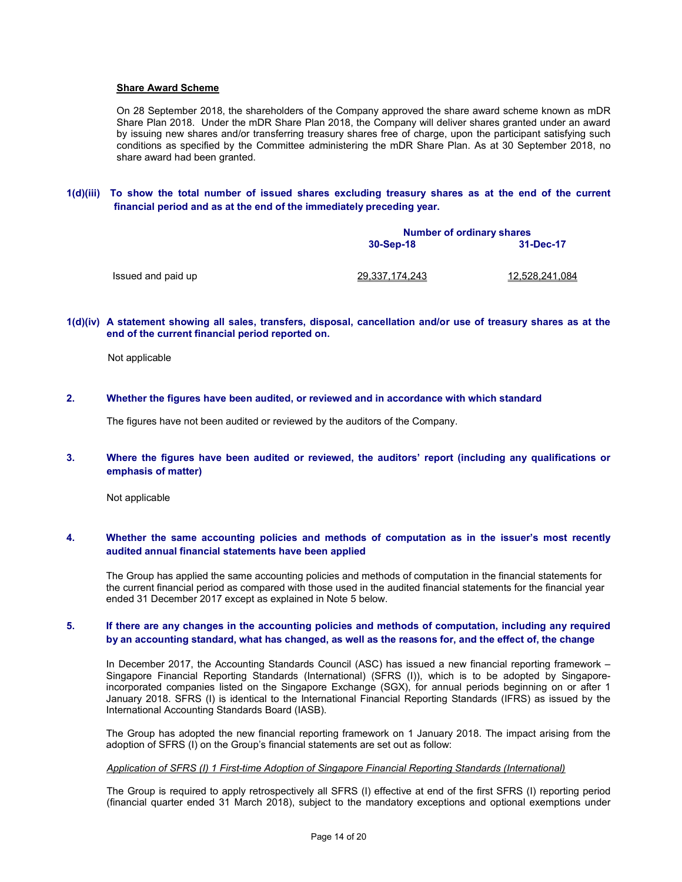**Share Award Scheme**

On 28 September 2018, the shareholders of the Company approved the share award scheme known as mDR Share Plan 2018. Under the mDR Share Plan 2018, the Company will deliver shares granted under an award by issuing new shares and/or transferring treasury shares free of charge, upon the participant satisfying such conditions as specified by the Committee administering the mDR Share Plan. As at 30 September 2018, no share award had been granted.

**1(d)(iii) To show the total number of issued shares excluding treasury shares as at the end of the current financial period and as at the end of the immediately preceding year.**

| | Number of ordinary shares | |
|---|---|---|
| | **30-Sep-18** | **31-Dec-17** |
| Issued and paid up | 29,337,174,243 | 12,528,241,084 |

**1(d)(iv) A statement showing all sales, transfers, disposal, cancellation and/or use of treasury shares as at the end of the current financial period reported on.**

Not applicable

**2. Whether the figures have been audited, or reviewed and in accordance with which standard**

The figures have not been audited or reviewed by the auditors of the Company.

**3. Where the figures have been audited or reviewed, the auditors' report (including any qualifications or emphasis of matter)**

Not applicable

**4. Whether the same accounting policies and methods of computation as in the issuer's most recently audited annual financial statements have been applied**

The Group has applied the same accounting policies and methods of computation in the financial statements for the current financial period as compared with those used in the audited financial statements for the financial year ended 31 December 2017 except as explained in Note 5 below.

**5. If there are any changes in the accounting policies and methods of computation, including any required by an accounting standard, what has changed, as well as the reasons for, and the effect of, the change**

In December 2017, the Accounting Standards Council (ASC) has issued a new financial reporting framework – Singapore Financial Reporting Standards (International) (SFRS (I)), which is to be adopted by Singapore-incorporated companies listed on the Singapore Exchange (SGX), for annual periods beginning on or after 1 January 2018. SFRS (I) is identical to the International Financial Reporting Standards (IFRS) as issued by the International Accounting Standards Board (IASB).

The Group has adopted the new financial reporting framework on 1 January 2018. The impact arising from the adoption of SFRS (I) on the Group's financial statements are set out as follow:

*Application of SFRS (I) 1 First-time Adoption of Singapore Financial Reporting Standards (International)*

The Group is required to apply retrospectively all SFRS (I) effective at end of the first SFRS (I) reporting period (financial quarter ended 31 March 2018), subject to the mandatory exceptions and optional exemptions under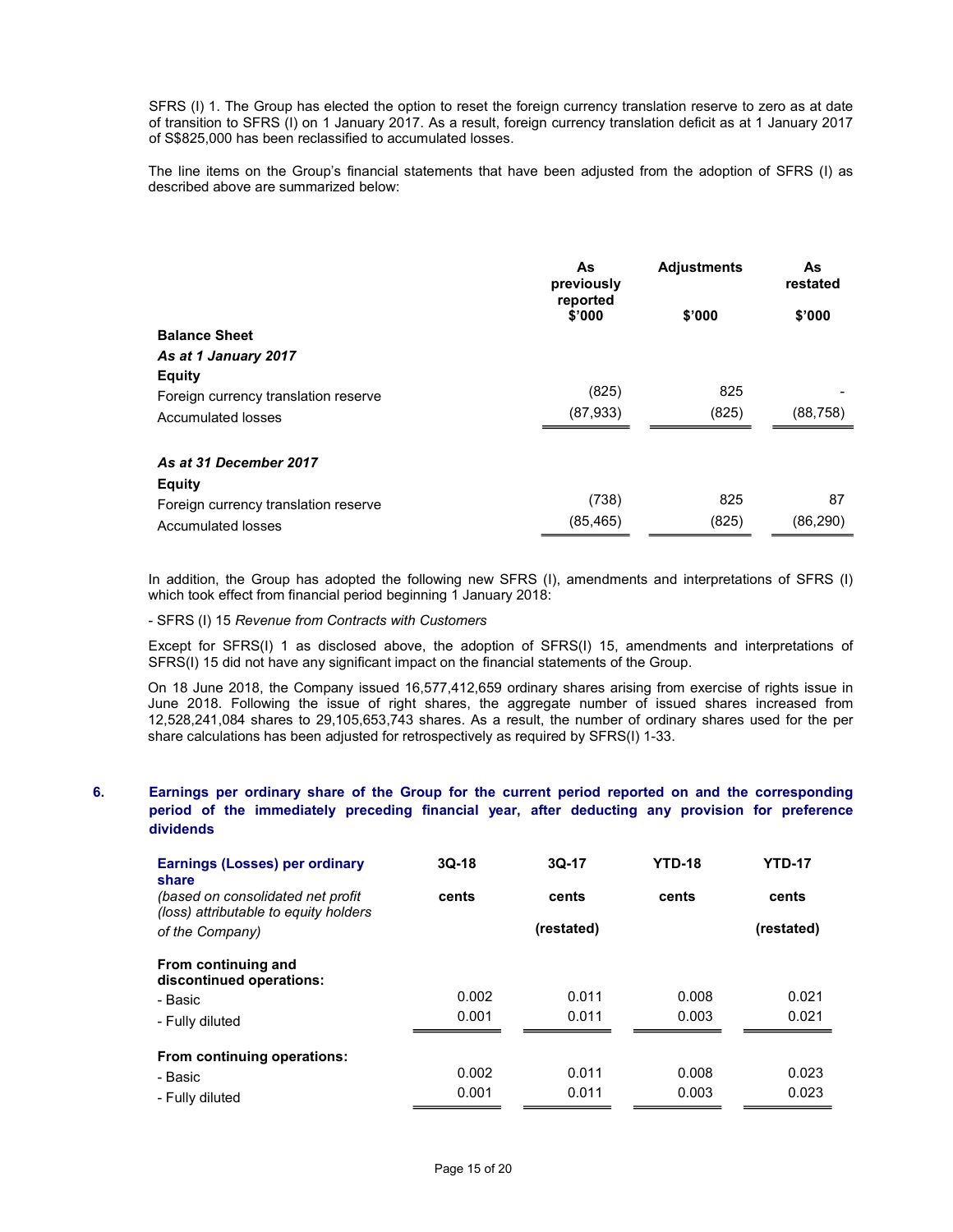SFRS (I) 1. The Group has elected the option to reset the foreign currency translation reserve to zero as at date of transition to SFRS (I) on 1 January 2017. As a result, foreign currency translation deficit as at 1 January 2017 of S$825,000 has been reclassified to accumulated losses.

The line items on the Group's financial statements that have been adjusted from the adoption of SFRS (I) as described above are summarized below:

| | As previously reported<br>$'000 | Adjustments<br>$'000 | As restated<br>$'000 |
|---|---|---|---|
| **Balance Sheet** | | | |
| ***As at 1 January 2017*** | | | |
| **Equity** | | | |
| Foreign currency translation reserve | (825) | 825 | - |
| Accumulated losses | (87,933) | (825) | (88,758) |
| ***As at 31 December 2017*** | | | |
| **Equity** | | | |
| Foreign currency translation reserve | (738) | 825 | 87 |
| Accumulated losses | (85,465) | (825) | (86,290) |

In addition, the Group has adopted the following new SFRS (I), amendments and interpretations of SFRS (I) which took effect from financial period beginning 1 January 2018:

- SFRS (I) 15 *Revenue from Contracts with Customers*

Except for SFRS(I) 1 as disclosed above, the adoption of SFRS(I) 15, amendments and interpretations of SFRS(I) 15 did not have any significant impact on the financial statements of the Group.

On 18 June 2018, the Company issued 16,577,412,659 ordinary shares arising from exercise of rights issue in June 2018. Following the issue of right shares, the aggregate number of issued shares increased from 12,528,241,084 shares to 29,105,653,743 shares. As a result, the number of ordinary shares used for the per share calculations has been adjusted for retrospectively as required by SFRS(I) 1-33.

## 6. Earnings per ordinary share of the Group for the current period reported on and the corresponding period of the immediately preceding financial year, after deducting any provision for preference dividends

| **Earnings (Losses) per ordinary share**<br>*(based on consolidated net profit (loss) attributable to equity holders of the Company)* | 3Q-18<br>cents | 3Q-17<br>cents<br>(restated) | YTD-18<br>cents | YTD-17<br>cents<br>(restated) |
|---|---|---|---|---|
| **From continuing and discontinued operations:** | | | | |
| - Basic | 0.002 | 0.011 | 0.008 | 0.021 |
| - Fully diluted | 0.001 | 0.011 | 0.003 | 0.021 |
| **From continuing operations:** | | | | |
| - Basic | 0.002 | 0.011 | 0.008 | 0.023 |
| - Fully diluted | 0.001 | 0.011 | 0.003 | 0.023 |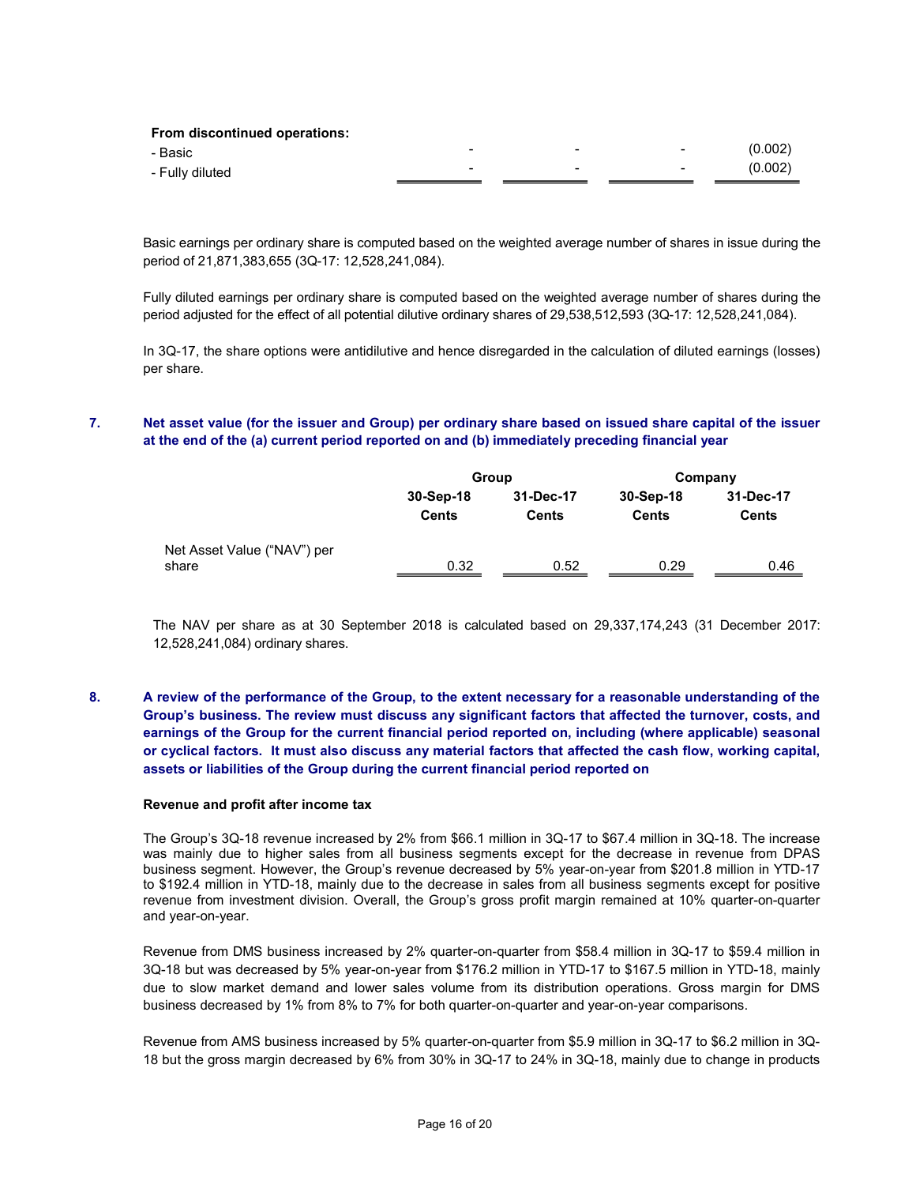| | | | | |
|---|---|---|---|---|
| **From discontinued operations:** | | | | |
| - Basic | - | - | - | (0.002) |
| - Fully diluted | - | - | - | (0.002) |

Basic earnings per ordinary share is computed based on the weighted average number of shares in issue during the period of 21,871,383,655 (3Q-17: 12,528,241,084).

Fully diluted earnings per ordinary share is computed based on the weighted average number of shares during the period adjusted for the effect of all potential dilutive ordinary shares of 29,538,512,593 (3Q-17: 12,528,241,084).

In 3Q-17, the share options were antidilutive and hence disregarded in the calculation of diluted earnings (losses) per share.

## 7. Net asset value (for the issuer and Group) per ordinary share based on issued share capital of the issuer at the end of the (a) current period reported on and (b) immediately preceding financial year

| | Group | | Company | |
|---|---|---|---|---|
| | 30-Sep-18 | 31-Dec-17 | 30-Sep-18 | 31-Dec-17 |
| | Cents | Cents | Cents | Cents |
| Net Asset Value ("NAV") per share | 0.32 | 0.52 | 0.29 | 0.46 |

The NAV per share as at 30 September 2018 is calculated based on 29,337,174,243 (31 December 2017: 12,528,241,084) ordinary shares.

## 8. A review of the performance of the Group, to the extent necessary for a reasonable understanding of the Group's business. The review must discuss any significant factors that affected the turnover, costs, and earnings of the Group for the current financial period reported on, including (where applicable) seasonal or cyclical factors. It must also discuss any material factors that affected the cash flow, working capital, assets or liabilities of the Group during the current financial period reported on

**Revenue and profit after income tax**

The Group's 3Q-18 revenue increased by 2% from $66.1 million in 3Q-17 to $67.4 million in 3Q-18. The increase was mainly due to higher sales from all business segments except for the decrease in revenue from DPAS business segment. However, the Group's revenue decreased by 5% year-on-year from $201.8 million in YTD-17 to $192.4 million in YTD-18, mainly due to the decrease in sales from all business segments except for positive revenue from investment division. Overall, the Group's gross profit margin remained at 10% quarter-on-quarter and year-on-year.

Revenue from DMS business increased by 2% quarter-on-quarter from $58.4 million in 3Q-17 to $59.4 million in 3Q-18 but was decreased by 5% year-on-year from $176.2 million in YTD-17 to $167.5 million in YTD-18, mainly due to slow market demand and lower sales volume from its distribution operations. Gross margin for DMS business decreased by 1% from 8% to 7% for both quarter-on-quarter and year-on-year comparisons.

Revenue from AMS business increased by 5% quarter-on-quarter from $5.9 million in 3Q-17 to $6.2 million in 3Q-18 but the gross margin decreased by 6% from 30% in 3Q-17 to 24% in 3Q-18, mainly due to change in products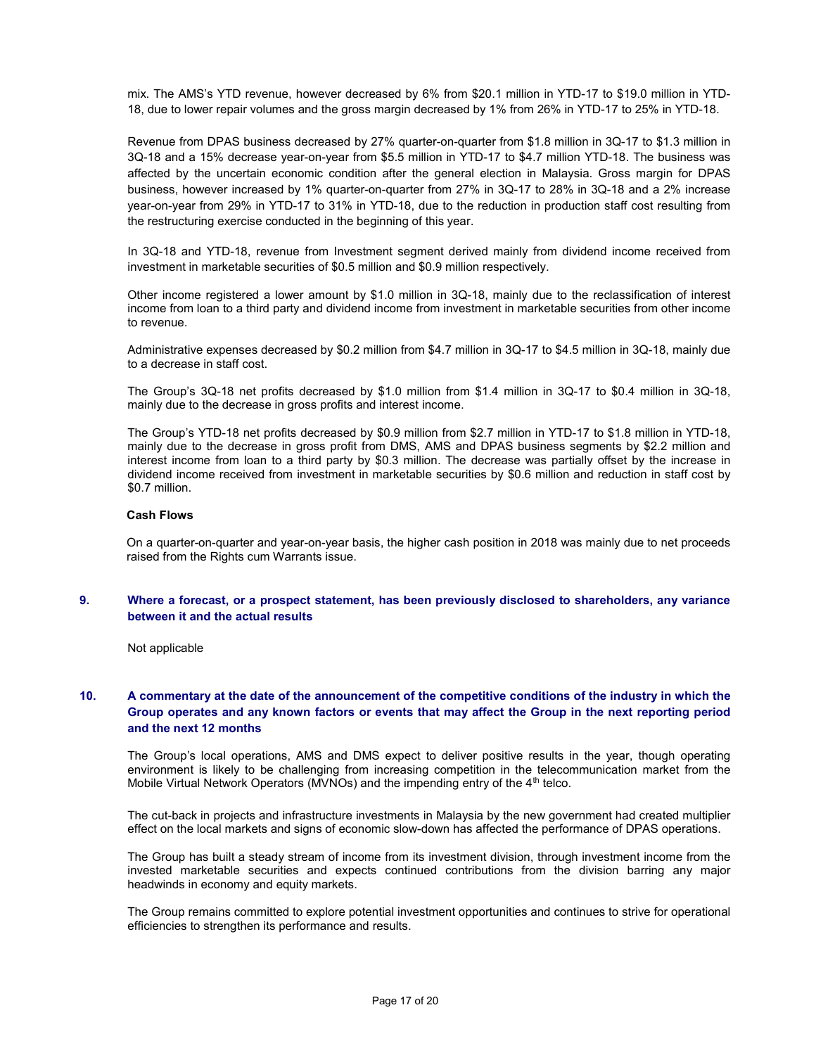mix. The AMS's YTD revenue, however decreased by 6% from $20.1 million in YTD-17 to $19.0 million in YTD-18, due to lower repair volumes and the gross margin decreased by 1% from 26% in YTD-17 to 25% in YTD-18.

Revenue from DPAS business decreased by 27% quarter-on-quarter from $1.8 million in 3Q-17 to $1.3 million in 3Q-18 and a 15% decrease year-on-year from $5.5 million in YTD-17 to $4.7 million YTD-18. The business was affected by the uncertain economic condition after the general election in Malaysia. Gross margin for DPAS business, however increased by 1% quarter-on-quarter from 27% in 3Q-17 to 28% in 3Q-18 and a 2% increase year-on-year from 29% in YTD-17 to 31% in YTD-18, due to the reduction in production staff cost resulting from the restructuring exercise conducted in the beginning of this year.

In 3Q-18 and YTD-18, revenue from Investment segment derived mainly from dividend income received from investment in marketable securities of $0.5 million and $0.9 million respectively.

Other income registered a lower amount by $1.0 million in 3Q-18, mainly due to the reclassification of interest income from loan to a third party and dividend income from investment in marketable securities from other income to revenue.

Administrative expenses decreased by $0.2 million from $4.7 million in 3Q-17 to $4.5 million in 3Q-18, mainly due to a decrease in staff cost.

The Group's 3Q-18 net profits decreased by $1.0 million from $1.4 million in 3Q-17 to $0.4 million in 3Q-18, mainly due to the decrease in gross profits and interest income.

The Group's YTD-18 net profits decreased by $0.9 million from $2.7 million in YTD-17 to $1.8 million in YTD-18, mainly due to the decrease in gross profit from DMS, AMS and DPAS business segments by $2.2 million and interest income from loan to a third party by $0.3 million. The decrease was partially offset by the increase in dividend income received from investment in marketable securities by $0.6 million and reduction in staff cost by $0.7 million.

**Cash Flows**

On a quarter-on-quarter and year-on-year basis, the higher cash position in 2018 was mainly due to net proceeds raised from the Rights cum Warrants issue.

## 9. Where a forecast, or a prospect statement, has been previously disclosed to shareholders, any variance between it and the actual results

Not applicable

## 10. A commentary at the date of the announcement of the competitive conditions of the industry in which the Group operates and any known factors or events that may affect the Group in the next reporting period and the next 12 months

The Group's local operations, AMS and DMS expect to deliver positive results in the year, though operating environment is likely to be challenging from increasing competition in the telecommunication market from the Mobile Virtual Network Operators (MVNOs) and the impending entry of the 4th telco.

The cut-back in projects and infrastructure investments in Malaysia by the new government had created multiplier effect on the local markets and signs of economic slow-down has affected the performance of DPAS operations.

The Group has built a steady stream of income from its investment division, through investment income from the invested marketable securities and expects continued contributions from the division barring any major headwinds in economy and equity markets.

The Group remains committed to explore potential investment opportunities and continues to strive for operational efficiencies to strengthen its performance and results.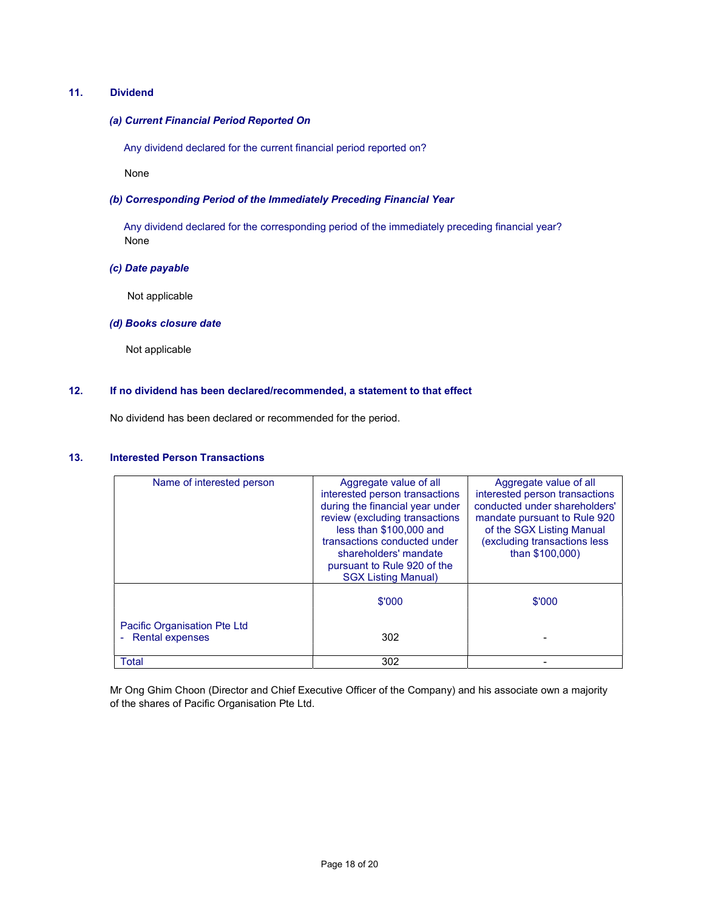## 11. Dividend

### *(a) Current Financial Period Reported On*

Any dividend declared for the current financial period reported on?

None

### *(b) Corresponding Period of the Immediately Preceding Financial Year*

Any dividend declared for the corresponding period of the immediately preceding financial year?
None

### *(c) Date payable*

Not applicable

### *(d) Books closure date*

Not applicable

## 12. If no dividend has been declared/recommended, a statement to that effect

No dividend has been declared or recommended for the period.

## 13. Interested Person Transactions

| Name of interested person | Aggregate value of all interested person transactions during the financial year under review (excluding transactions less than $100,000 and transactions conducted under shareholders' mandate pursuant to Rule 920 of the SGX Listing Manual) | Aggregate value of all interested person transactions conducted under shareholders' mandate pursuant to Rule 920 of the SGX Listing Manual (excluding transactions less than $100,000) |
|---|---|---|
| | $'000 | $'000 |
| Pacific Organisation Pte Ltd<br>- Rental expenses | 302 | - |
| Total | 302 | - |

Mr Ong Ghim Choon (Director and Chief Executive Officer of the Company) and his associate own a majority of the shares of Pacific Organisation Pte Ltd.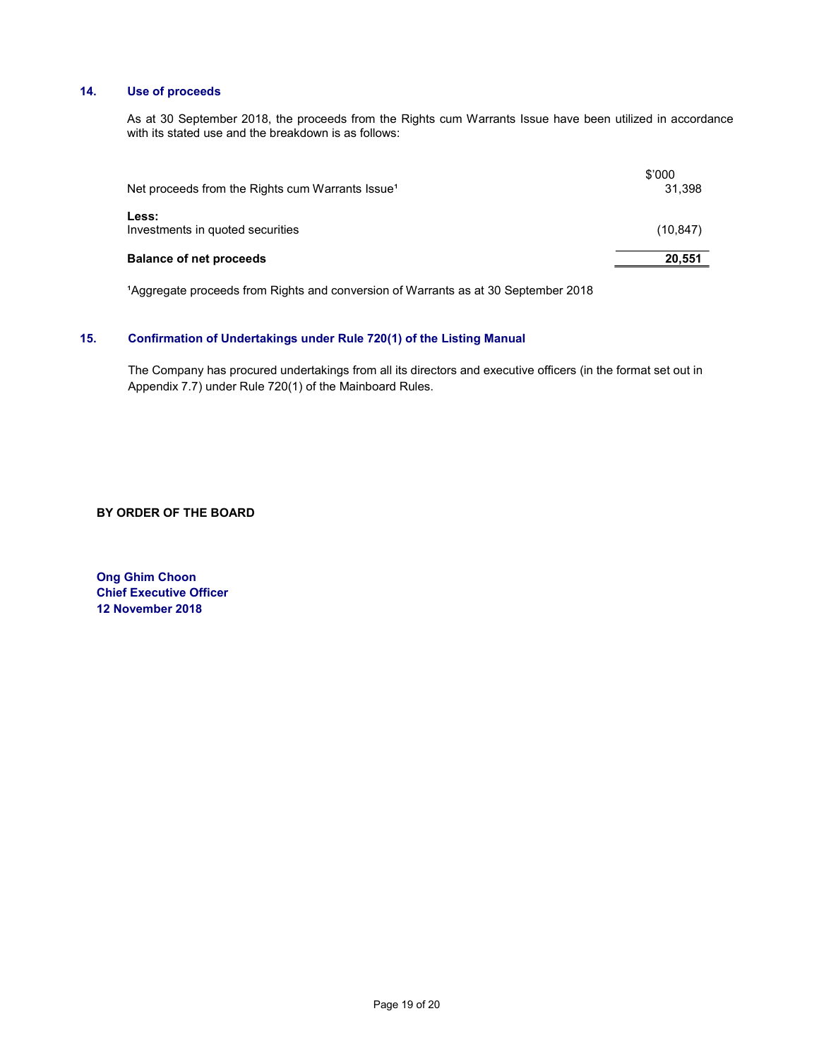## 14. Use of proceeds

As at 30 September 2018, the proceeds from the Rights cum Warrants Issue have been utilized in accordance with its stated use and the breakdown is as follows:

| | $'000 |
|---|---|
| Net proceeds from the Rights cum Warrants Issue[1] | 31,398 |
| **Less:** | |
| Investments in quoted securities | (10,847) |
| **Balance of net proceeds** | **20,551** |

[1]Aggregate proceeds from Rights and conversion of Warrants as at 30 September 2018

## 15. Confirmation of Undertakings under Rule 720(1) of the Listing Manual

The Company has procured undertakings from all its directors and executive officers (in the format set out in Appendix 7.7) under Rule 720(1) of the Mainboard Rules.

**BY ORDER OF THE BOARD**

**Ong Ghim Choon**
**Chief Executive Officer**
**12 November 2018**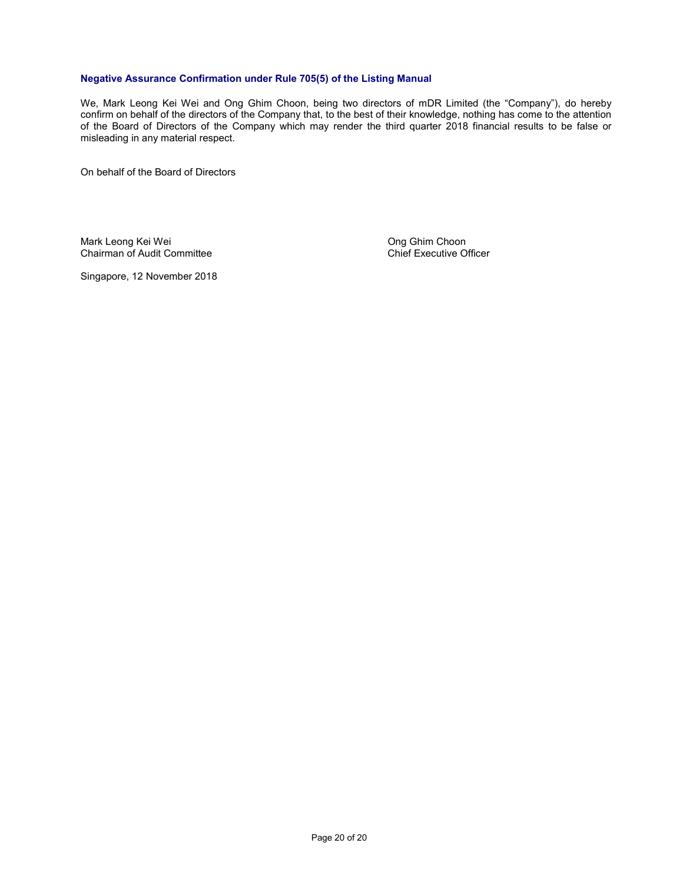**Negative Assurance Confirmation under Rule 705(5) of the Listing Manual**

We, Mark Leong Kei Wei and Ong Ghim Choon, being two directors of mDR Limited (the "Company"), do hereby confirm on behalf of the directors of the Company that, to the best of their knowledge, nothing has come to the attention of the Board of Directors of the Company which may render the third quarter 2018 financial results to be false or misleading in any material respect.

On behalf of the Board of Directors

Mark Leong Kei Wei
Chairman of Audit Committee

Ong Ghim Choon
Chief Executive Officer

Singapore, 12 November 2018